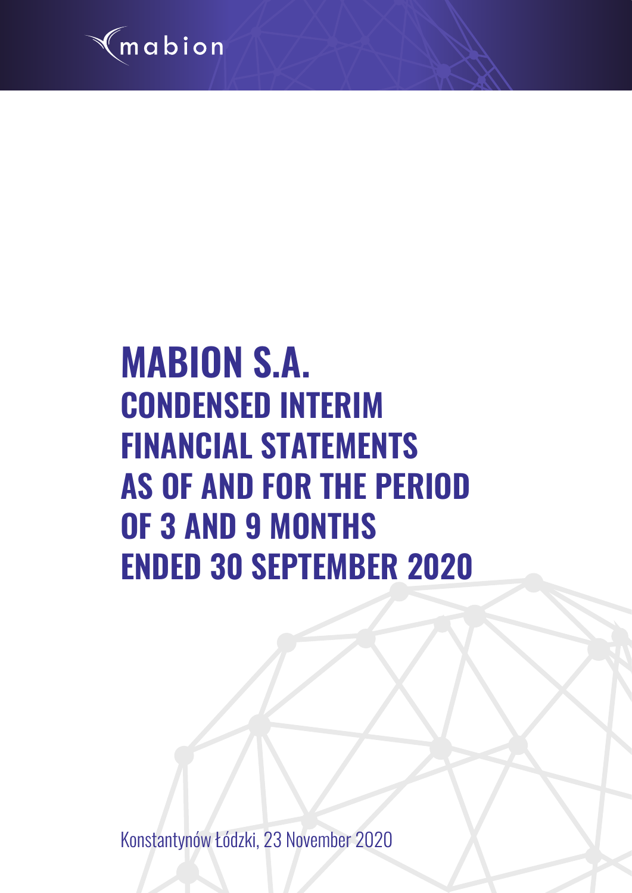mabion

# MABION S.A.

## CONDENSED INTERIM FINANCIAL STATEMENTS AS OF AND FOR THE PERIOD OF 3 AND 9 MONTHS ENDED 30 SEPTEMBER 2020

Konstantynów Łódzki, 23 November 2020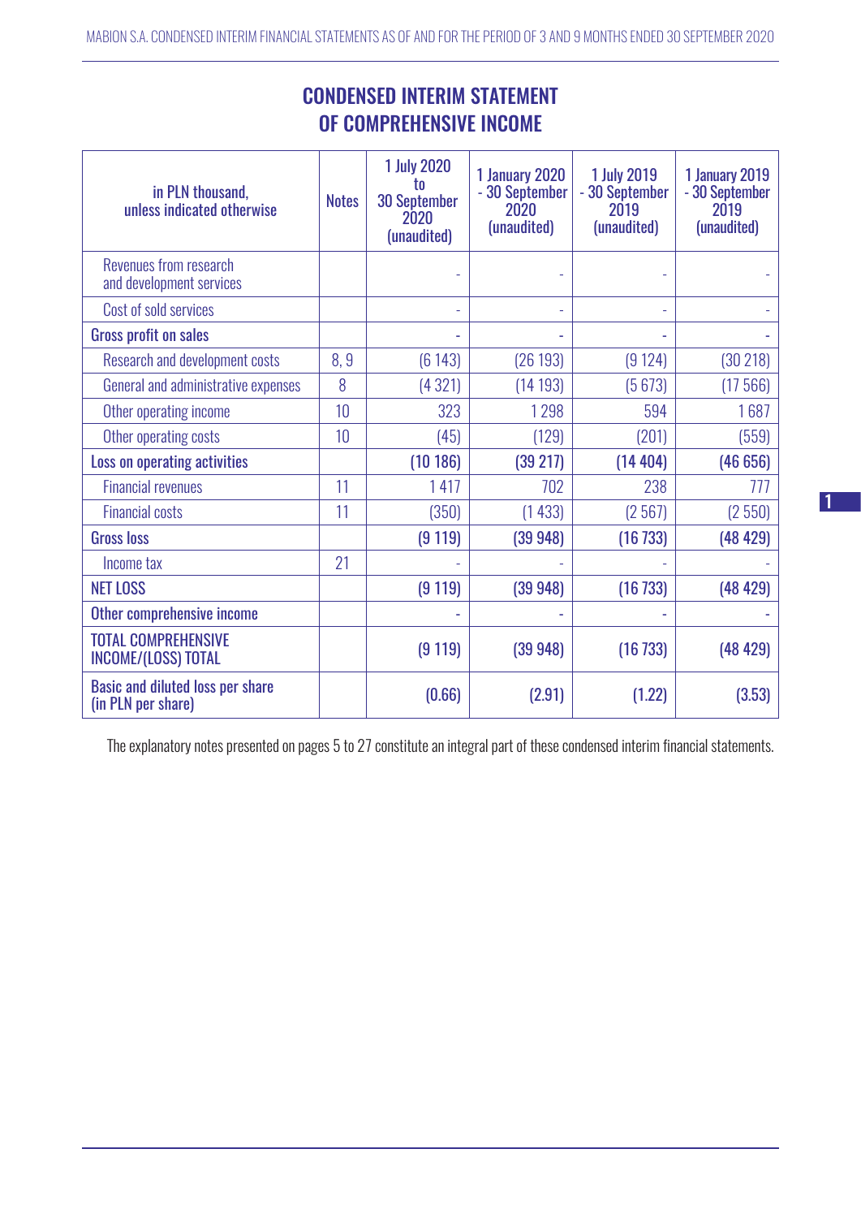# CONDENSED INTERIM STATEMENT OF COMPREHENSIVE INCOME

| in PLN thousand, unless indicated otherwise | Notes | 1 July 2020 to 30 September 2020 (unaudited) | 1 January 2020 - 30 September 2020 (unaudited) | 1 July 2019 - 30 September 2019 (unaudited) | 1 January 2019 - 30 September 2019 (unaudited) |
|---|---|---|---|---|---|
| Revenues from research and development services | | - | - | - | - |
| Cost of sold services | | - | - | - | - |
| **Gross profit on sales** | | - | - | - | - |
| Research and development costs | 8, 9 | (6 143) | (26 193) | (9 124) | (30 218) |
| General and administrative expenses | 8 | (4 321) | (14 193) | (5 673) | (17 566) |
| Other operating income | 10 | 323 | 1 298 | 594 | 1 687 |
| Other operating costs | 10 | (45) | (129) | (201) | (559) |
| **Loss on operating activities** | | **(10 186)** | **(39 217)** | **(14 404)** | **(46 656)** |
| Financial revenues | 11 | 1 417 | 702 | 238 | 777 |
| Financial costs | 11 | (350) | (1 433) | (2 567) | (2 550) |
| **Gross loss** | | **(9 119)** | **(39 948)** | **(16 733)** | **(48 429)** |
| Income tax | 21 | - | - | - | - |
| **NET LOSS** | | **(9 119)** | **(39 948)** | **(16 733)** | **(48 429)** |
| **Other comprehensive income** | | - | - | - | - |
| **TOTAL COMPREHENSIVE INCOME/(LOSS) TOTAL** | | **(9 119)** | **(39 948)** | **(16 733)** | **(48 429)** |
| **Basic and diluted loss per share (in PLN per share)** | | **(0.66)** | **(2.91)** | **(1.22)** | **(3.53)** |

The explanatory notes presented on pages 5 to 27 constitute an integral part of these condensed interim financial statements.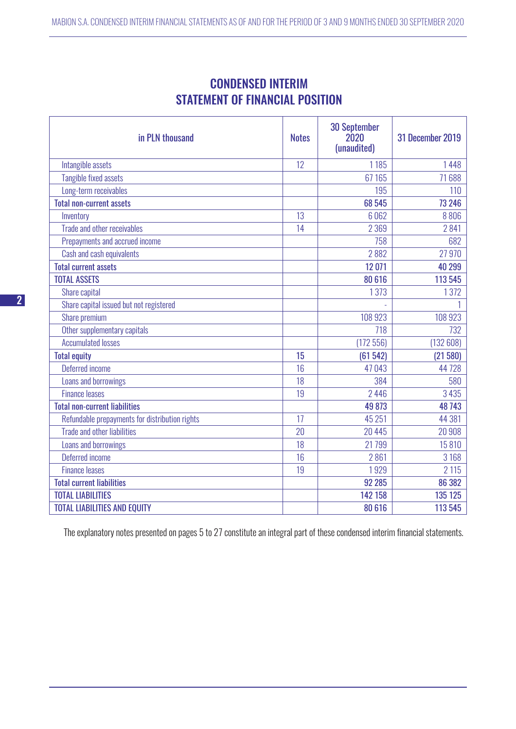# CONDENSED INTERIM STATEMENT OF FINANCIAL POSITION

| in PLN thousand | Notes | 30 September 2020 (unaudited) | 31 December 2019 |
|---|---|---|---|
| Intangible assets | 12 | 1 185 | 1 448 |
| Tangible fixed assets | | 67 165 | 71 688 |
| Long-term receivables | | 195 | 110 |
| **Total non-current assets** | | **68 545** | **73 246** |
| Inventory | 13 | 6 062 | 8 806 |
| Trade and other receivables | 14 | 2 369 | 2 841 |
| Prepayments and accrued income | | 758 | 682 |
| Cash and cash equivalents | | 2 882 | 27 970 |
| **Total current assets** | | **12 071** | **40 299** |
| **TOTAL ASSETS** | | **80 616** | **113 545** |
| Share capital | | 1 373 | 1 372 |
| Share capital issued but not registered | | - | 1 |
| Share premium | | 108 923 | 108 923 |
| Other supplementary capitals | | 718 | 732 |
| Accumulated losses | | (172 556) | (132 608) |
| **Total equity** | **15** | **(61 542)** | **(21 580)** |
| Deferred income | 16 | 47 043 | 44 728 |
| Loans and borrowings | 18 | 384 | 580 |
| Finance leases | 19 | 2 446 | 3 435 |
| **Total non-current liabilities** | | **49 873** | **48 743** |
| Refundable prepayments for distribution rights | 17 | 45 251 | 44 381 |
| Trade and other liabilities | 20 | 20 445 | 20 908 |
| Loans and borrowings | 18 | 21 799 | 15 810 |
| Deferred income | 16 | 2 861 | 3 168 |
| Finance leases | 19 | 1 929 | 2 115 |
| **Total current liabilities** | | **92 285** | **86 382** |
| **TOTAL LIABILITIES** | | **142 158** | **135 125** |
| **TOTAL LIABILITIES AND EQUITY** | | **80 616** | **113 545** |

The explanatory notes presented on pages 5 to 27 constitute an integral part of these condensed interim financial statements.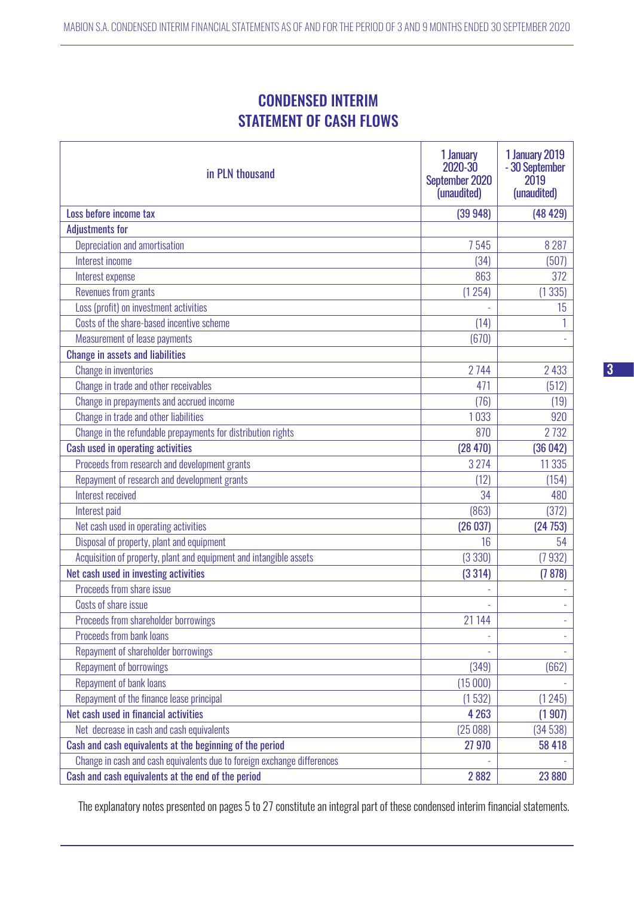# CONDENSED INTERIM STATEMENT OF CASH FLOWS

| in PLN thousand | 1 January 2020-30 September 2020 (unaudited) | 1 January 2019 - 30 September 2019 (unaudited) |
|---|---|---|
| **Loss before income tax** | **(39 948)** | **(48 429)** |
| **Adjustments for** | | |
| Depreciation and amortisation | 7 545 | 8 287 |
| Interest income | (34) | (507) |
| Interest expense | 863 | 372 |
| Revenues from grants | (1 254) | (1 335) |
| Loss (profit) on investment activities | - | 15 |
| Costs of the share-based incentive scheme | (14) | 1 |
| Measurement of lease payments | (670) | - |
| **Change in assets and liabilities** | | |
| Change in inventories | 2 744 | 2 433 |
| Change in trade and other receivables | 471 | (512) |
| Change in prepayments and accrued income | (76) | (19) |
| Change in trade and other liabilities | 1 033 | 920 |
| Change in the refundable prepayments for distribution rights | 870 | 2 732 |
| **Cash used in operating activities** | **(28 470)** | **(36 042)** |
| Proceeds from research and development grants | 3 274 | 11 335 |
| Repayment of research and development grants | (12) | (154) |
| Interest received | 34 | 480 |
| Interest paid | (863) | (372) |
| Net cash used in operating activities | **(26 037)** | **(24 753)** |
| Disposal of property, plant and equipment | 16 | 54 |
| Acquisition of property, plant and equipment and intangible assets | (3 330) | (7 932) |
| **Net cash used in investing activities** | **(3 314)** | **(7 878)** |
| Proceeds from share issue | - | - |
| Costs of share issue | - | - |
| Proceeds from shareholder borrowings | 21 144 | - |
| Proceeds from bank loans | - | - |
| Repayment of shareholder borrowings | - | - |
| Repayment of borrowings | (349) | (662) |
| Repayment of bank loans | (15 000) | - |
| Repayment of the finance lease principal | (1 532) | (1 245) |
| **Net cash used in financial activities** | **4 263** | **(1 907)** |
| Net decrease in cash and cash equivalents | (25 088) | (34 538) |
| **Cash and cash equivalents at the beginning of the period** | **27 970** | **58 418** |
| Change in cash and cash equivalents due to foreign exchange differences | - | - |
| **Cash and cash equivalents at the end of the period** | **2 882** | **23 880** |

The explanatory notes presented on pages 5 to 27 constitute an integral part of these condensed interim financial statements.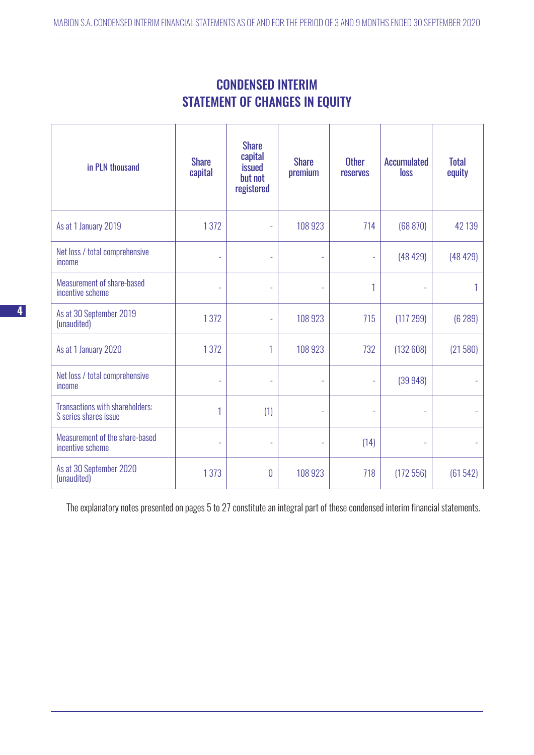# CONDENSED INTERIM STATEMENT OF CHANGES IN EQUITY

| in PLN thousand | Share capital | Share capital issued but not registered | Share premium | Other reserves | Accumulated loss | Total equity |
|---|---|---|---|---|---|---|
| As at 1 January 2019 | 1 372 | - | 108 923 | 714 | (68 870) | 42 139 |
| Net loss / total comprehensive income | - | - | - | - | (48 429) | (48 429) |
| Measurement of share-based incentive scheme | - | - | - | 1 | - | 1 |
| As at 30 September 2019 (unaudited) | 1 372 | - | 108 923 | 715 | (117 299) | (6 289) |
| As at 1 January 2020 | 1 372 | 1 | 108 923 | 732 | (132 608) | (21 580) |
| Net loss / total comprehensive income | - | - | - | - | (39 948) | - |
| Transactions with shareholders: S series shares issue | 1 | (1) | - | - | - | - |
| Measurement of the share-based incentive scheme | - | - | - | (14) | - | - |
| As at 30 September 2020 (unaudited) | 1 373 | 0 | 108 923 | 718 | (172 556) | (61 542) |

The explanatory notes presented on pages 5 to 27 constitute an integral part of these condensed interim financial statements.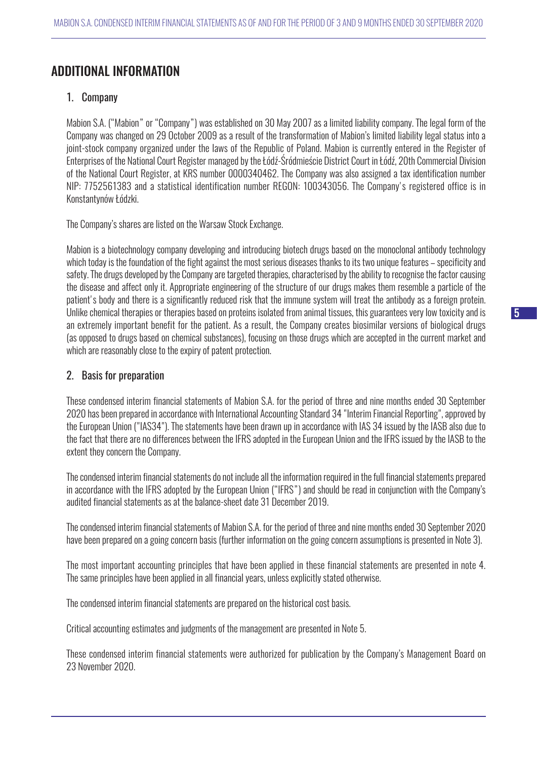# ADDITIONAL INFORMATION

## 1. Company

Mabion S.A. ("Mabion" or "Company") was established on 30 May 2007 as a limited liability company. The legal form of the Company was changed on 29 October 2009 as a result of the transformation of Mabion's limited liability legal status into a joint-stock company organized under the laws of the Republic of Poland. Mabion is currently entered in the Register of Enterprises of the National Court Register managed by the Łódź-Śródmieście District Court in Łódź, 20th Commercial Division of the National Court Register, at KRS number 0000340462. The Company was also assigned a tax identification number NIP: 7752561383 and a statistical identification number REGON: 100343056. The Company's registered office is in Konstantynów Łódzki.

The Company's shares are listed on the Warsaw Stock Exchange.

Mabion is a biotechnology company developing and introducing biotech drugs based on the monoclonal antibody technology which today is the foundation of the fight against the most serious diseases thanks to its two unique features – specificity and safety. The drugs developed by the Company are targeted therapies, characterised by the ability to recognise the factor causing the disease and affect only it. Appropriate engineering of the structure of our drugs makes them resemble a particle of the patient's body and there is a significantly reduced risk that the immune system will treat the antibody as a foreign protein. Unlike chemical therapies or therapies based on proteins isolated from animal tissues, this guarantees very low toxicity and is an extremely important benefit for the patient. As a result, the Company creates biosimilar versions of biological drugs (as opposed to drugs based on chemical substances), focusing on those drugs which are accepted in the current market and which are reasonably close to the expiry of patent protection.

## 2. Basis for preparation

These condensed interim financial statements of Mabion S.A. for the period of three and nine months ended 30 September 2020 has been prepared in accordance with International Accounting Standard 34 "Interim Financial Reporting", approved by the European Union ("IAS34"). The statements have been drawn up in accordance with IAS 34 issued by the IASB also due to the fact that there are no differences between the IFRS adopted in the European Union and the IFRS issued by the IASB to the extent they concern the Company.

The condensed interim financial statements do not include all the information required in the full financial statements prepared in accordance with the IFRS adopted by the European Union ("IFRS") and should be read in conjunction with the Company's audited financial statements as at the balance-sheet date 31 December 2019.

The condensed interim financial statements of Mabion S.A. for the period of three and nine months ended 30 September 2020 have been prepared on a going concern basis (further information on the going concern assumptions is presented in Note 3).

The most important accounting principles that have been applied in these financial statements are presented in note 4. The same principles have been applied in all financial years, unless explicitly stated otherwise.

The condensed interim financial statements are prepared on the historical cost basis.

Critical accounting estimates and judgments of the management are presented in Note 5.

These condensed interim financial statements were authorized for publication by the Company's Management Board on 23 November 2020.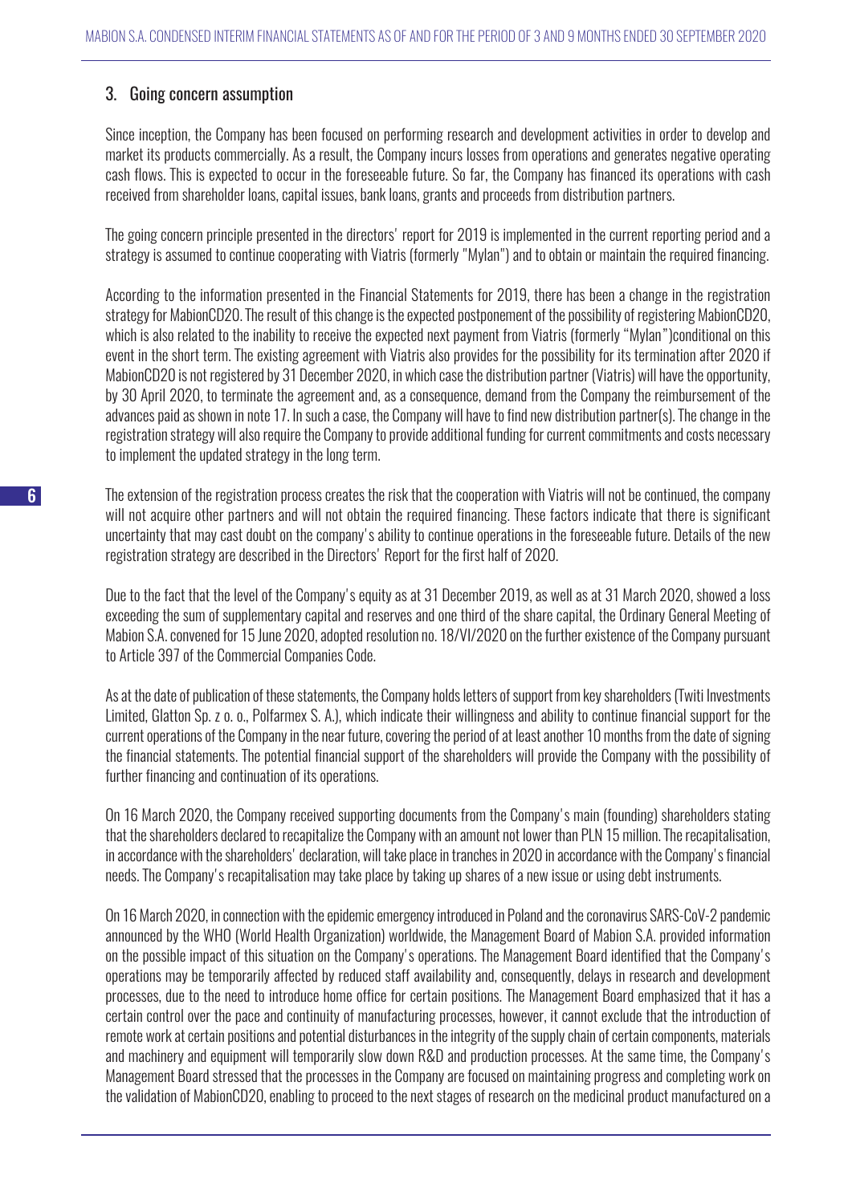## 3. Going concern assumption

Since inception, the Company has been focused on performing research and development activities in order to develop and market its products commercially. As a result, the Company incurs losses from operations and generates negative operating cash flows. This is expected to occur in the foreseeable future. So far, the Company has financed its operations with cash received from shareholder loans, capital issues, bank loans, grants and proceeds from distribution partners.

The going concern principle presented in the directors' report for 2019 is implemented in the current reporting period and a strategy is assumed to continue cooperating with Viatris (formerly "Mylan") and to obtain or maintain the required financing.

According to the information presented in the Financial Statements for 2019, there has been a change in the registration strategy for MabionCD20. The result of this change is the expected postponement of the possibility of registering MabionCD20, which is also related to the inability to receive the expected next payment from Viatris (formerly "Mylan")conditional on this event in the short term. The existing agreement with Viatris also provides for the possibility for its termination after 2020 if MabionCD20 is not registered by 31 December 2020, in which case the distribution partner (Viatris) will have the opportunity, by 30 April 2020, to terminate the agreement and, as a consequence, demand from the Company the reimbursement of the advances paid as shown in note 17. In such a case, the Company will have to find new distribution partner(s). The change in the registration strategy will also require the Company to provide additional funding for current commitments and costs necessary to implement the updated strategy in the long term.

The extension of the registration process creates the risk that the cooperation with Viatris will not be continued, the company will not acquire other partners and will not obtain the required financing. These factors indicate that there is significant uncertainty that may cast doubt on the company's ability to continue operations in the foreseeable future. Details of the new registration strategy are described in the Directors' Report for the first half of 2020.

Due to the fact that the level of the Company's equity as at 31 December 2019, as well as at 31 March 2020, showed a loss exceeding the sum of supplementary capital and reserves and one third of the share capital, the Ordinary General Meeting of Mabion S.A. convened for 15 June 2020, adopted resolution no. 18/VI/2020 on the further existence of the Company pursuant to Article 397 of the Commercial Companies Code.

As at the date of publication of these statements, the Company holds letters of support from key shareholders (Twiti Investments Limited, Glatton Sp. z o. o., Polfarmex S. A.), which indicate their willingness and ability to continue financial support for the current operations of the Company in the near future, covering the period of at least another 10 months from the date of signing the financial statements. The potential financial support of the shareholders will provide the Company with the possibility of further financing and continuation of its operations.

On 16 March 2020, the Company received supporting documents from the Company's main (founding) shareholders stating that the shareholders declared to recapitalize the Company with an amount not lower than PLN 15 million. The recapitalisation, in accordance with the shareholders' declaration, will take place in tranches in 2020 in accordance with the Company's financial needs. The Company's recapitalisation may take place by taking up shares of a new issue or using debt instruments.

On 16 March 2020, in connection with the epidemic emergency introduced in Poland and the coronavirus SARS-CoV-2 pandemic announced by the WHO (World Health Organization) worldwide, the Management Board of Mabion S.A. provided information on the possible impact of this situation on the Company's operations. The Management Board identified that the Company's operations may be temporarily affected by reduced staff availability and, consequently, delays in research and development processes, due to the need to introduce home office for certain positions. The Management Board emphasized that it has a certain control over the pace and continuity of manufacturing processes, however, it cannot exclude that the introduction of remote work at certain positions and potential disturbances in the integrity of the supply chain of certain components, materials and machinery and equipment will temporarily slow down R&D and production processes. At the same time, the Company's Management Board stressed that the processes in the Company are focused on maintaining progress and completing work on the validation of MabionCD20, enabling to proceed to the next stages of research on the medicinal product manufactured on a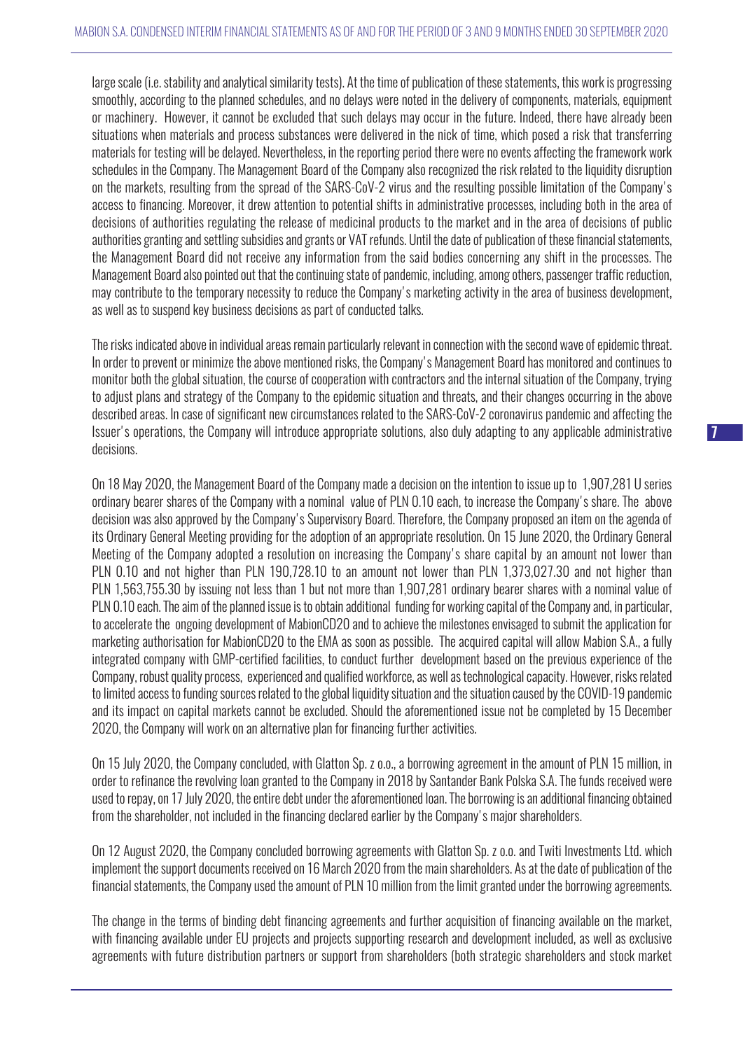large scale (i.e. stability and analytical similarity tests). At the time of publication of these statements, this work is progressing smoothly, according to the planned schedules, and no delays were noted in the delivery of components, materials, equipment or machinery. However, it cannot be excluded that such delays may occur in the future. Indeed, there have already been situations when materials and process substances were delivered in the nick of time, which posed a risk that transferring materials for testing will be delayed. Nevertheless, in the reporting period there were no events affecting the framework work schedules in the Company. The Management Board of the Company also recognized the risk related to the liquidity disruption on the markets, resulting from the spread of the SARS-CoV-2 virus and the resulting possible limitation of the Company's access to financing. Moreover, it drew attention to potential shifts in administrative processes, including both in the area of decisions of authorities regulating the release of medicinal products to the market and in the area of decisions of public authorities granting and settling subsidies and grants or VAT refunds. Until the date of publication of these financial statements, the Management Board did not receive any information from the said bodies concerning any shift in the processes. The Management Board also pointed out that the continuing state of pandemic, including, among others, passenger traffic reduction, may contribute to the temporary necessity to reduce the Company's marketing activity in the area of business development, as well as to suspend key business decisions as part of conducted talks.

The risks indicated above in individual areas remain particularly relevant in connection with the second wave of epidemic threat. In order to prevent or minimize the above mentioned risks, the Company's Management Board has monitored and continues to monitor both the global situation, the course of cooperation with contractors and the internal situation of the Company, trying to adjust plans and strategy of the Company to the epidemic situation and threats, and their changes occurring in the above described areas. In case of significant new circumstances related to the SARS-CoV-2 coronavirus pandemic and affecting the Issuer's operations, the Company will introduce appropriate solutions, also duly adapting to any applicable administrative decisions.

On 18 May 2020, the Management Board of the Company made a decision on the intention to issue up to 1,907,281 U series ordinary bearer shares of the Company with a nominal value of PLN 0.10 each, to increase the Company's share. The above decision was also approved by the Company's Supervisory Board. Therefore, the Company proposed an item on the agenda of its Ordinary General Meeting providing for the adoption of an appropriate resolution. On 15 June 2020, the Ordinary General Meeting of the Company adopted a resolution on increasing the Company's share capital by an amount not lower than PLN 0.10 and not higher than PLN 190,728.10 to an amount not lower than PLN 1,373,027.30 and not higher than PLN 1,563,755.30 by issuing not less than 1 but not more than 1,907,281 ordinary bearer shares with a nominal value of PLN 0.10 each. The aim of the planned issue is to obtain additional funding for working capital of the Company and, in particular, to accelerate the ongoing development of MabionCD20 and to achieve the milestones envisaged to submit the application for marketing authorisation for MabionCD20 to the EMA as soon as possible. The acquired capital will allow Mabion S.A., a fully integrated company with GMP-certified facilities, to conduct further development based on the previous experience of the Company, robust quality process, experienced and qualified workforce, as well as technological capacity. However, risks related to limited access to funding sources related to the global liquidity situation and the situation caused by the COVID-19 pandemic and its impact on capital markets cannot be excluded. Should the aforementioned issue not be completed by 15 December 2020, the Company will work on an alternative plan for financing further activities.

On 15 July 2020, the Company concluded, with Glatton Sp. z o.o., a borrowing agreement in the amount of PLN 15 million, in order to refinance the revolving loan granted to the Company in 2018 by Santander Bank Polska S.A. The funds received were used to repay, on 17 July 2020, the entire debt under the aforementioned loan. The borrowing is an additional financing obtained from the shareholder, not included in the financing declared earlier by the Company's major shareholders.

On 12 August 2020, the Company concluded borrowing agreements with Glatton Sp. z o.o. and Twiti Investments Ltd. which implement the support documents received on 16 March 2020 from the main shareholders. As at the date of publication of the financial statements, the Company used the amount of PLN 10 million from the limit granted under the borrowing agreements.

The change in the terms of binding debt financing agreements and further acquisition of financing available on the market, with financing available under EU projects and projects supporting research and development included, as well as exclusive agreements with future distribution partners or support from shareholders (both strategic shareholders and stock market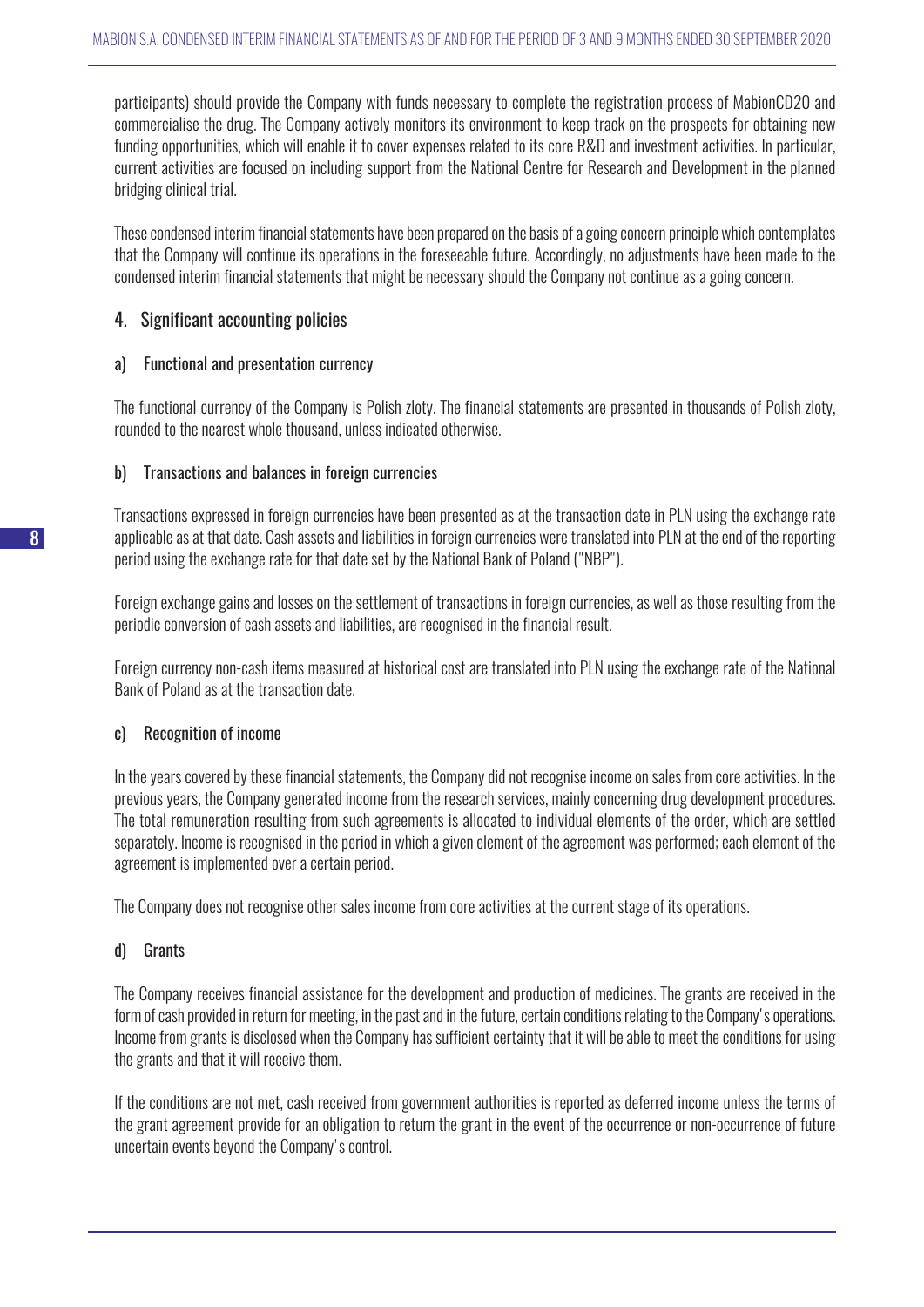participants) should provide the Company with funds necessary to complete the registration process of MabionCD20 and commercialise the drug. The Company actively monitors its environment to keep track on the prospects for obtaining new funding opportunities, which will enable it to cover expenses related to its core R&D and investment activities. In particular, current activities are focused on including support from the National Centre for Research and Development in the planned bridging clinical trial.

These condensed interim financial statements have been prepared on the basis of a going concern principle which contemplates that the Company will continue its operations in the foreseeable future. Accordingly, no adjustments have been made to the condensed interim financial statements that might be necessary should the Company not continue as a going concern.

## 4. Significant accounting policies

### a) Functional and presentation currency

The functional currency of the Company is Polish zloty. The financial statements are presented in thousands of Polish zloty, rounded to the nearest whole thousand, unless indicated otherwise.

### b) Transactions and balances in foreign currencies

Transactions expressed in foreign currencies have been presented as at the transaction date in PLN using the exchange rate applicable as at that date. Cash assets and liabilities in foreign currencies were translated into PLN at the end of the reporting period using the exchange rate for that date set by the National Bank of Poland ("NBP").

Foreign exchange gains and losses on the settlement of transactions in foreign currencies, as well as those resulting from the periodic conversion of cash assets and liabilities, are recognised in the financial result.

Foreign currency non-cash items measured at historical cost are translated into PLN using the exchange rate of the National Bank of Poland as at the transaction date.

### c) Recognition of income

In the years covered by these financial statements, the Company did not recognise income on sales from core activities. In the previous years, the Company generated income from the research services, mainly concerning drug development procedures. The total remuneration resulting from such agreements is allocated to individual elements of the order, which are settled separately. Income is recognised in the period in which a given element of the agreement was performed; each element of the agreement is implemented over a certain period.

The Company does not recognise other sales income from core activities at the current stage of its operations.

### d) Grants

The Company receives financial assistance for the development and production of medicines. The grants are received in the form of cash provided in return for meeting, in the past and in the future, certain conditions relating to the Company's operations. Income from grants is disclosed when the Company has sufficient certainty that it will be able to meet the conditions for using the grants and that it will receive them.

If the conditions are not met, cash received from government authorities is reported as deferred income unless the terms of the grant agreement provide for an obligation to return the grant in the event of the occurrence or non-occurrence of future uncertain events beyond the Company's control.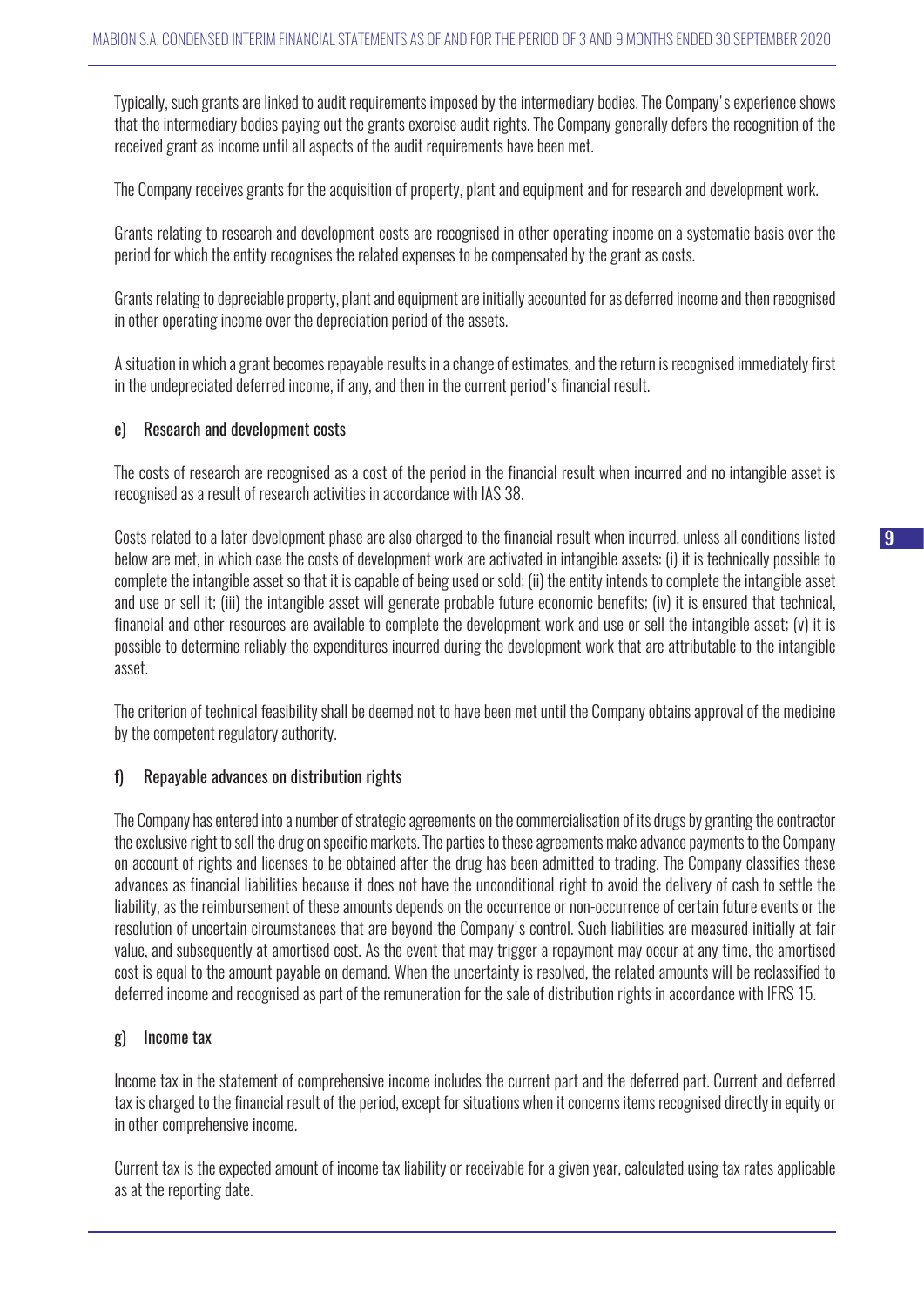Typically, such grants are linked to audit requirements imposed by the intermediary bodies. The Company's experience shows that the intermediary bodies paying out the grants exercise audit rights. The Company generally defers the recognition of the received grant as income until all aspects of the audit requirements have been met.

The Company receives grants for the acquisition of property, plant and equipment and for research and development work.

Grants relating to research and development costs are recognised in other operating income on a systematic basis over the period for which the entity recognises the related expenses to be compensated by the grant as costs.

Grants relating to depreciable property, plant and equipment are initially accounted for as deferred income and then recognised in other operating income over the depreciation period of the assets.

A situation in which a grant becomes repayable results in a change of estimates, and the return is recognised immediately first in the undepreciated deferred income, if any, and then in the current period's financial result.

### e) Research and development costs

The costs of research are recognised as a cost of the period in the financial result when incurred and no intangible asset is recognised as a result of research activities in accordance with IAS 38.

Costs related to a later development phase are also charged to the financial result when incurred, unless all conditions listed below are met, in which case the costs of development work are activated in intangible assets: (i) it is technically possible to complete the intangible asset so that it is capable of being used or sold; (ii) the entity intends to complete the intangible asset and use or sell it; (iii) the intangible asset will generate probable future economic benefits; (iv) it is ensured that technical, financial and other resources are available to complete the development work and use or sell the intangible asset; (v) it is possible to determine reliably the expenditures incurred during the development work that are attributable to the intangible asset.

The criterion of technical feasibility shall be deemed not to have been met until the Company obtains approval of the medicine by the competent regulatory authority.

### f) Repayable advances on distribution rights

The Company has entered into a number of strategic agreements on the commercialisation of its drugs by granting the contractor the exclusive right to sell the drug on specific markets. The parties to these agreements make advance payments to the Company on account of rights and licenses to be obtained after the drug has been admitted to trading. The Company classifies these advances as financial liabilities because it does not have the unconditional right to avoid the delivery of cash to settle the liability, as the reimbursement of these amounts depends on the occurrence or non-occurrence of certain future events or the resolution of uncertain circumstances that are beyond the Company's control. Such liabilities are measured initially at fair value, and subsequently at amortised cost. As the event that may trigger a repayment may occur at any time, the amortised cost is equal to the amount payable on demand. When the uncertainty is resolved, the related amounts will be reclassified to deferred income and recognised as part of the remuneration for the sale of distribution rights in accordance with IFRS 15.

### g) Income tax

Income tax in the statement of comprehensive income includes the current part and the deferred part. Current and deferred tax is charged to the financial result of the period, except for situations when it concerns items recognised directly in equity or in other comprehensive income.

Current tax is the expected amount of income tax liability or receivable for a given year, calculated using tax rates applicable as at the reporting date.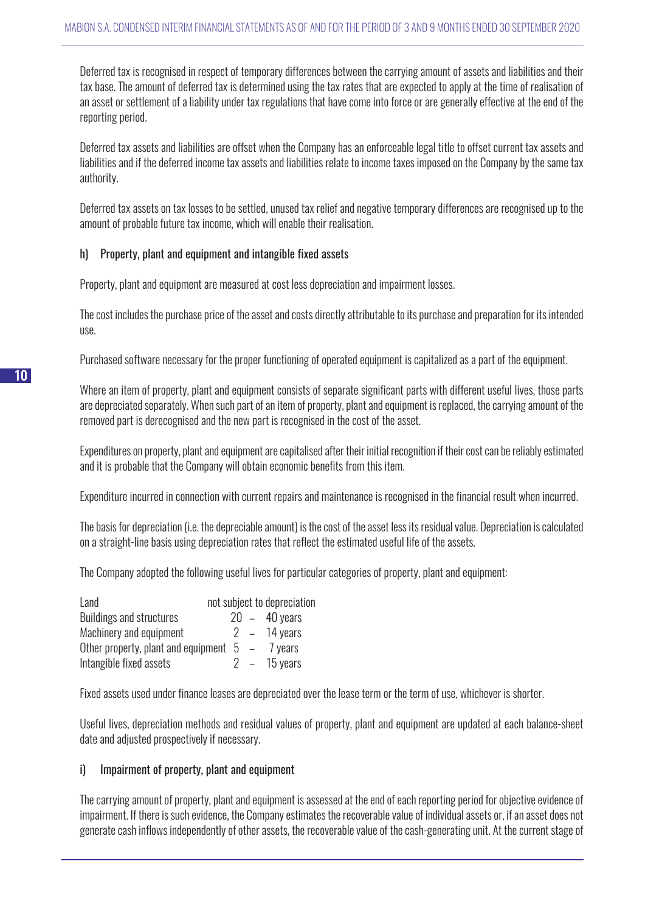Deferred tax is recognised in respect of temporary differences between the carrying amount of assets and liabilities and their tax base. The amount of deferred tax is determined using the tax rates that are expected to apply at the time of realisation of an asset or settlement of a liability under tax regulations that have come into force or are generally effective at the end of the reporting period.

Deferred tax assets and liabilities are offset when the Company has an enforceable legal title to offset current tax assets and liabilities and if the deferred income tax assets and liabilities relate to income taxes imposed on the Company by the same tax authority.

Deferred tax assets on tax losses to be settled, unused tax relief and negative temporary differences are recognised up to the amount of probable future tax income, which will enable their realisation.

### h) Property, plant and equipment and intangible fixed assets

Property, plant and equipment are measured at cost less depreciation and impairment losses.

The cost includes the purchase price of the asset and costs directly attributable to its purchase and preparation for its intended use.

Purchased software necessary for the proper functioning of operated equipment is capitalized as a part of the equipment.

Where an item of property, plant and equipment consists of separate significant parts with different useful lives, those parts are depreciated separately. When such part of an item of property, plant and equipment is replaced, the carrying amount of the removed part is derecognised and the new part is recognised in the cost of the asset.

Expenditures on property, plant and equipment are capitalised after their initial recognition if their cost can be reliably estimated and it is probable that the Company will obtain economic benefits from this item.

Expenditure incurred in connection with current repairs and maintenance is recognised in the financial result when incurred.

The basis for depreciation (i.e. the depreciable amount) is the cost of the asset less its residual value. Depreciation is calculated on a straight-line basis using depreciation rates that reflect the estimated useful life of the assets.

The Company adopted the following useful lives for particular categories of property, plant and equipment:

| | |
|---|---|
| Land | not subject to depreciation |
| Buildings and structures | 20 – 40 years |
| Machinery and equipment | 2 – 14 years |
| Other property, plant and equipment | 5 – 7 years |
| Intangible fixed assets | 2 – 15 years |

Fixed assets used under finance leases are depreciated over the lease term or the term of use, whichever is shorter.

Useful lives, depreciation methods and residual values of property, plant and equipment are updated at each balance-sheet date and adjusted prospectively if necessary.

### i) Impairment of property, plant and equipment

The carrying amount of property, plant and equipment is assessed at the end of each reporting period for objective evidence of impairment. If there is such evidence, the Company estimates the recoverable value of individual assets or, if an asset does not generate cash inflows independently of other assets, the recoverable value of the cash-generating unit. At the current stage of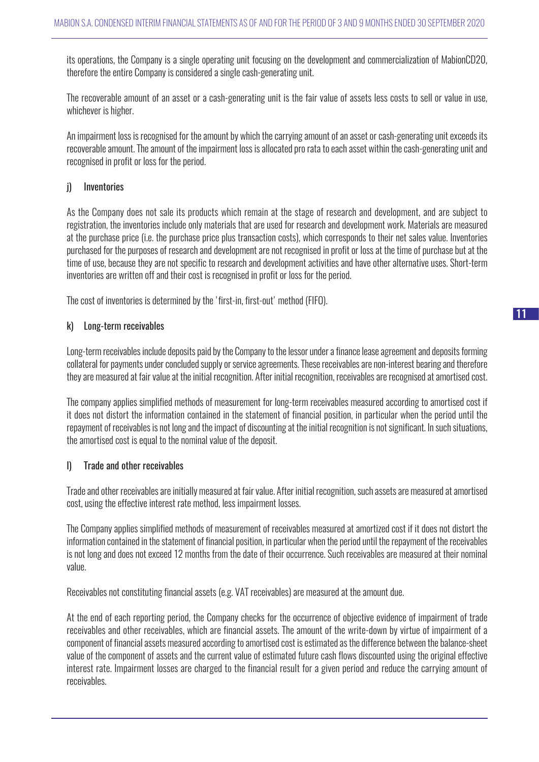its operations, the Company is a single operating unit focusing on the development and commercialization of MabionCD20, therefore the entire Company is considered a single cash-generating unit.

The recoverable amount of an asset or a cash-generating unit is the fair value of assets less costs to sell or value in use, whichever is higher.

An impairment loss is recognised for the amount by which the carrying amount of an asset or cash-generating unit exceeds its recoverable amount. The amount of the impairment loss is allocated pro rata to each asset within the cash-generating unit and recognised in profit or loss for the period.

### j) Inventories

As the Company does not sale its products which remain at the stage of research and development, and are subject to registration, the inventories include only materials that are used for research and development work. Materials are measured at the purchase price (i.e. the purchase price plus transaction costs), which corresponds to their net sales value. Inventories purchased for the purposes of research and development are not recognised in profit or loss at the time of purchase but at the time of use, because they are not specific to research and development activities and have other alternative uses. Short-term inventories are written off and their cost is recognised in profit or loss for the period.

The cost of inventories is determined by the 'first-in, first-out' method (FIFO).

### k) Long-term receivables

Long-term receivables include deposits paid by the Company to the lessor under a finance lease agreement and deposits forming collateral for payments under concluded supply or service agreements. These receivables are non-interest bearing and therefore they are measured at fair value at the initial recognition. After initial recognition, receivables are recognised at amortised cost.

The company applies simplified methods of measurement for long-term receivables measured according to amortised cost if it does not distort the information contained in the statement of financial position, in particular when the period until the repayment of receivables is not long and the impact of discounting at the initial recognition is not significant. In such situations, the amortised cost is equal to the nominal value of the deposit.

### l) Trade and other receivables

Trade and other receivables are initially measured at fair value. After initial recognition, such assets are measured at amortised cost, using the effective interest rate method, less impairment losses.

The Company applies simplified methods of measurement of receivables measured at amortized cost if it does not distort the information contained in the statement of financial position, in particular when the period until the repayment of the receivables is not long and does not exceed 12 months from the date of their occurrence. Such receivables are measured at their nominal value.

Receivables not constituting financial assets (e.g. VAT receivables) are measured at the amount due.

At the end of each reporting period, the Company checks for the occurrence of objective evidence of impairment of trade receivables and other receivables, which are financial assets. The amount of the write-down by virtue of impairment of a component of financial assets measured according to amortised cost is estimated as the difference between the balance-sheet value of the component of assets and the current value of estimated future cash flows discounted using the original effective interest rate. Impairment losses are charged to the financial result for a given period and reduce the carrying amount of receivables.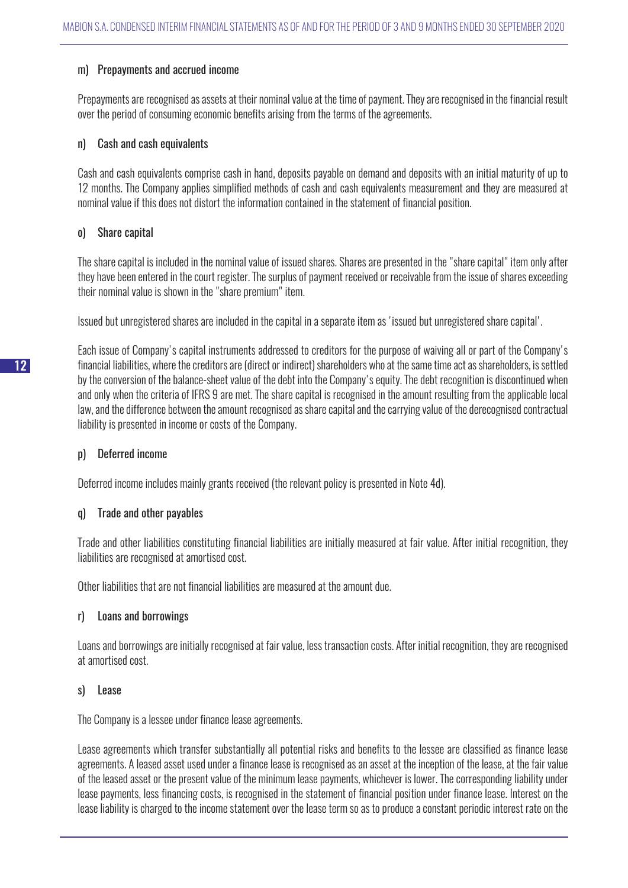#### m) Prepayments and accrued income

Prepayments are recognised as assets at their nominal value at the time of payment. They are recognised in the financial result over the period of consuming economic benefits arising from the terms of the agreements.

#### n) Cash and cash equivalents

Cash and cash equivalents comprise cash in hand, deposits payable on demand and deposits with an initial maturity of up to 12 months. The Company applies simplified methods of cash and cash equivalents measurement and they are measured at nominal value if this does not distort the information contained in the statement of financial position.

#### o) Share capital

The share capital is included in the nominal value of issued shares. Shares are presented in the "share capital" item only after they have been entered in the court register. The surplus of payment received or receivable from the issue of shares exceeding their nominal value is shown in the "share premium" item.

Issued but unregistered shares are included in the capital in a separate item as 'issued but unregistered share capital'.

Each issue of Company's capital instruments addressed to creditors for the purpose of waiving all or part of the Company's financial liabilities, where the creditors are (direct or indirect) shareholders who at the same time act as shareholders, is settled by the conversion of the balance-sheet value of the debt into the Company's equity. The debt recognition is discontinued when and only when the criteria of IFRS 9 are met. The share capital is recognised in the amount resulting from the applicable local law, and the difference between the amount recognised as share capital and the carrying value of the derecognised contractual liability is presented in income or costs of the Company.

#### p) Deferred income

Deferred income includes mainly grants received (the relevant policy is presented in Note 4d).

#### q) Trade and other payables

Trade and other liabilities constituting financial liabilities are initially measured at fair value. After initial recognition, they liabilities are recognised at amortised cost.

Other liabilities that are not financial liabilities are measured at the amount due.

#### r) Loans and borrowings

Loans and borrowings are initially recognised at fair value, less transaction costs. After initial recognition, they are recognised at amortised cost.

#### s) Lease

The Company is a lessee under finance lease agreements.

Lease agreements which transfer substantially all potential risks and benefits to the lessee are classified as finance lease agreements. A leased asset used under a finance lease is recognised as an asset at the inception of the lease, at the fair value of the leased asset or the present value of the minimum lease payments, whichever is lower. The corresponding liability under lease payments, less financing costs, is recognised in the statement of financial position under finance lease. Interest on the lease liability is charged to the income statement over the lease term so as to produce a constant periodic interest rate on the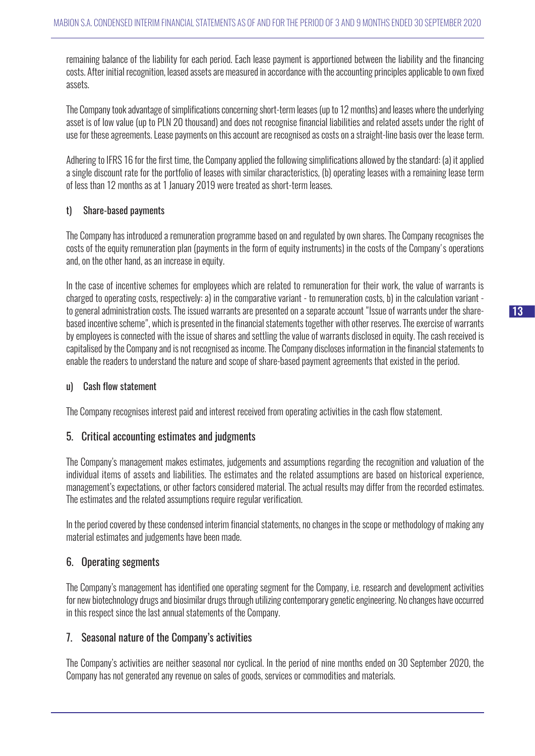remaining balance of the liability for each period. Each lease payment is apportioned between the liability and the financing costs. After initial recognition, leased assets are measured in accordance with the accounting principles applicable to own fixed assets.

The Company took advantage of simplifications concerning short-term leases (up to 12 months) and leases where the underlying asset is of low value (up to PLN 20 thousand) and does not recognise financial liabilities and related assets under the right of use for these agreements. Lease payments on this account are recognised as costs on a straight-line basis over the lease term.

Adhering to IFRS 16 for the first time, the Company applied the following simplifications allowed by the standard: (a) it applied a single discount rate for the portfolio of leases with similar characteristics, (b) operating leases with a remaining lease term of less than 12 months as at 1 January 2019 were treated as short-term leases.

### t) Share-based payments

The Company has introduced a remuneration programme based on and regulated by own shares. The Company recognises the costs of the equity remuneration plan (payments in the form of equity instruments) in the costs of the Company's operations and, on the other hand, as an increase in equity.

In the case of incentive schemes for employees which are related to remuneration for their work, the value of warrants is charged to operating costs, respectively: a) in the comparative variant - to remuneration costs, b) in the calculation variant - to general administration costs. The issued warrants are presented on a separate account "Issue of warrants under the share-based incentive scheme", which is presented in the financial statements together with other reserves. The exercise of warrants by employees is connected with the issue of shares and settling the value of warrants disclosed in equity. The cash received is capitalised by the Company and is not recognised as income. The Company discloses information in the financial statements to enable the readers to understand the nature and scope of share-based payment agreements that existed in the period.

### u) Cash flow statement

The Company recognises interest paid and interest received from operating activities in the cash flow statement.

## 5. Critical accounting estimates and judgments

The Company's management makes estimates, judgements and assumptions regarding the recognition and valuation of the individual items of assets and liabilities. The estimates and the related assumptions are based on historical experience, management's expectations, or other factors considered material. The actual results may differ from the recorded estimates. The estimates and the related assumptions require regular verification.

In the period covered by these condensed interim financial statements, no changes in the scope or methodology of making any material estimates and judgements have been made.

## 6. Operating segments

The Company's management has identified one operating segment for the Company, i.e. research and development activities for new biotechnology drugs and biosimilar drugs through utilizing contemporary genetic engineering. No changes have occurred in this respect since the last annual statements of the Company.

## 7. Seasonal nature of the Company's activities

The Company's activities are neither seasonal nor cyclical. In the period of nine months ended on 30 September 2020, the Company has not generated any revenue on sales of goods, services or commodities and materials.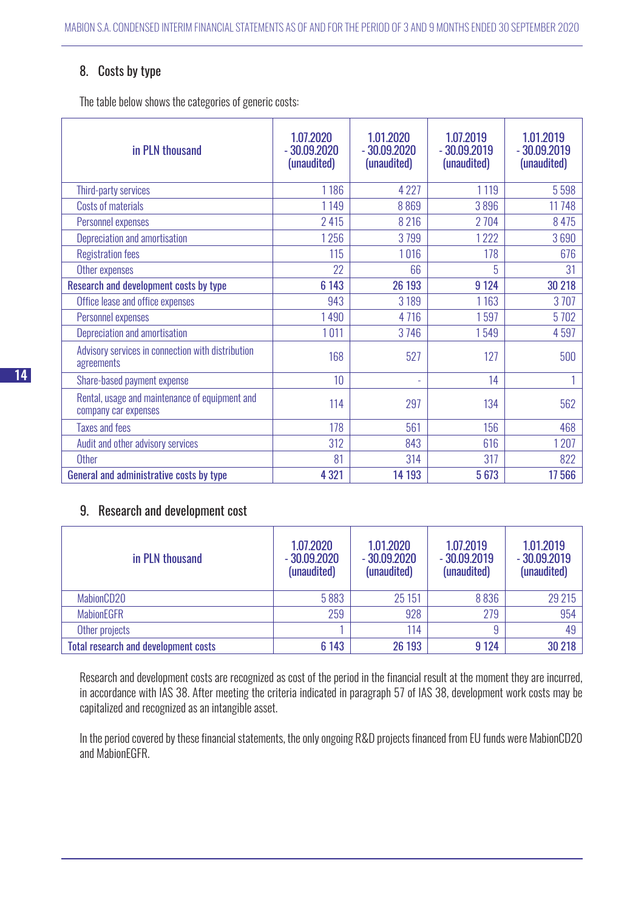## 8. Costs by type

The table below shows the categories of generic costs:

| in PLN thousand | 1.07.2020 - 30.09.2020 (unaudited) | 1.01.2020 - 30.09.2020 (unaudited) | 1.07.2019 - 30.09.2019 (unaudited) | 1.01.2019 - 30.09.2019 (unaudited) |
|---|---|---|---|---|
| Third-party services | 1 186 | 4 227 | 1 119 | 5 598 |
| Costs of materials | 1 149 | 8 869 | 3 896 | 11 748 |
| Personnel expenses | 2 415 | 8 216 | 2 704 | 8 475 |
| Depreciation and amortisation | 1 256 | 3 799 | 1 222 | 3 690 |
| Registration fees | 115 | 1 016 | 178 | 676 |
| Other expenses | 22 | 66 | 5 | 31 |
| **Research and development costs by type** | **6 143** | **26 193** | **9 124** | **30 218** |
| Office lease and office expenses | 943 | 3 189 | 1 163 | 3 707 |
| Personnel expenses | 1 490 | 4 716 | 1 597 | 5 702 |
| Depreciation and amortisation | 1 011 | 3 746 | 1 549 | 4 597 |
| Advisory services in connection with distribution agreements | 168 | 527 | 127 | 500 |
| Share-based payment expense | 10 | - | 14 | 1 |
| Rental, usage and maintenance of equipment and company car expenses | 114 | 297 | 134 | 562 |
| Taxes and fees | 178 | 561 | 156 | 468 |
| Audit and other advisory services | 312 | 843 | 616 | 1 207 |
| Other | 81 | 314 | 317 | 822 |
| **General and administrative costs by type** | **4 321** | **14 193** | **5 673** | **17 566** |

## 9. Research and development cost

| in PLN thousand | 1.07.2020 - 30.09.2020 (unaudited) | 1.01.2020 - 30.09.2020 (unaudited) | 1.07.2019 - 30.09.2019 (unaudited) | 1.01.2019 - 30.09.2019 (unaudited) |
|---|---|---|---|---|
| MabionCD20 | 5 883 | 25 151 | 8 836 | 29 215 |
| MabionEGFR | 259 | 928 | 279 | 954 |
| Other projects | 1 | 114 | 9 | 49 |
| **Total research and development costs** | **6 143** | **26 193** | **9 124** | **30 218** |

Research and development costs are recognized as cost of the period in the financial result at the moment they are incurred, in accordance with IAS 38. After meeting the criteria indicated in paragraph 57 of IAS 38, development work costs may be capitalized and recognized as an intangible asset.

In the period covered by these financial statements, the only ongoing R&D projects financed from EU funds were MabionCD20 and MabionEGFR.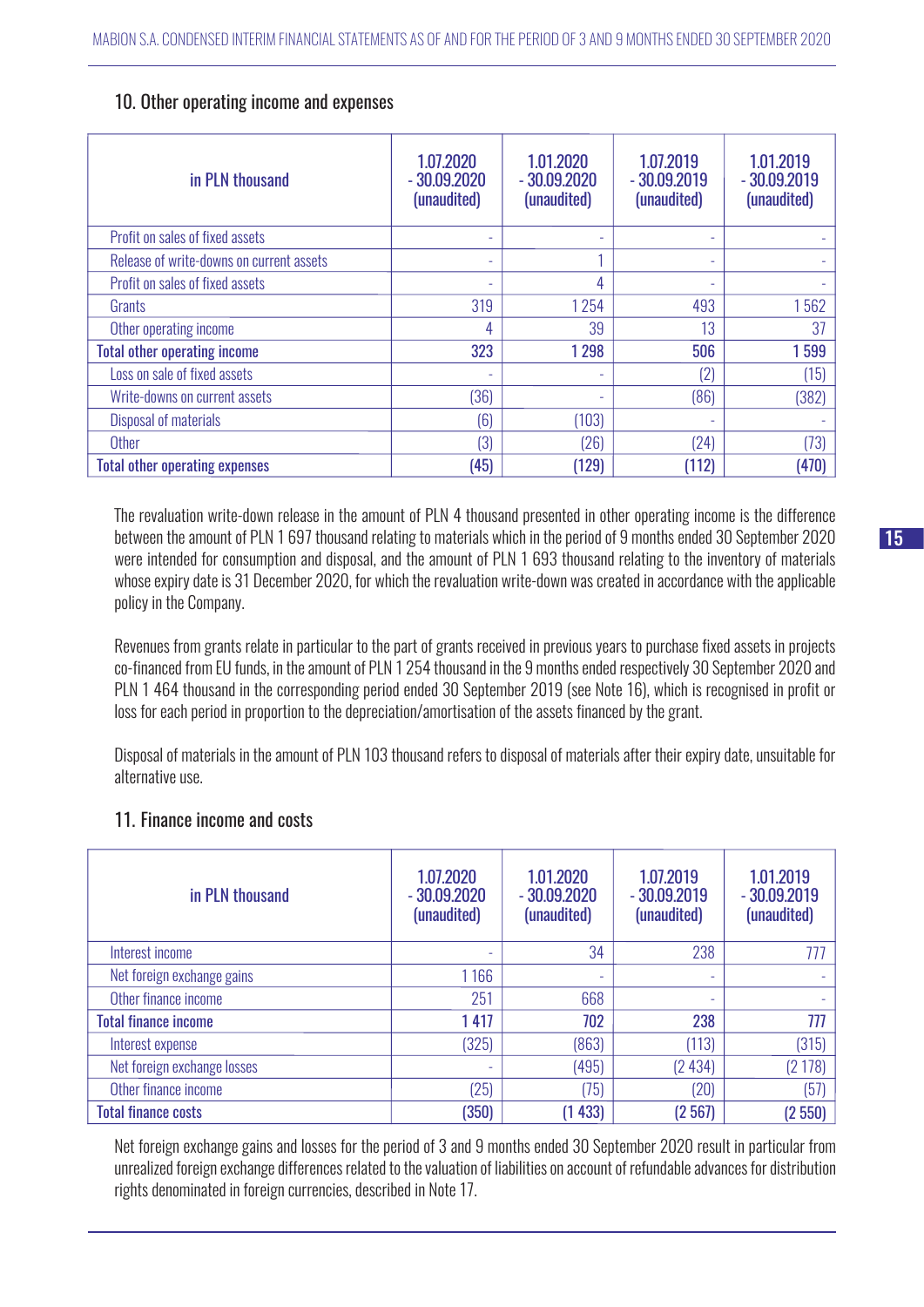## 10. Other operating income and expenses

| in PLN thousand | 1.07.2020 - 30.09.2020 (unaudited) | 1.01.2020 - 30.09.2020 (unaudited) | 1.07.2019 - 30.09.2019 (unaudited) | 1.01.2019 - 30.09.2019 (unaudited) |
|---|---|---|---|---|
| Profit on sales of fixed assets | - | - | - | - |
| Release of write-downs on current assets | - | 1 | - | - |
| Profit on sales of fixed assets | - | 4 | - | - |
| Grants | 319 | 1 254 | 493 | 1 562 |
| Other operating income | 4 | 39 | 13 | 37 |
| **Total other operating income** | **323** | **1 298** | **506** | **1 599** |
| Loss on sale of fixed assets | - | - | (2) | (15) |
| Write-downs on current assets | (36) | - | (86) | (382) |
| Disposal of materials | (6) | (103) | - | - |
| Other | (3) | (26) | (24) | (73) |
| **Total other operating expenses** | **(45)** | **(129)** | **(112)** | **(470)** |

The revaluation write-down release in the amount of PLN 4 thousand presented in other operating income is the difference between the amount of PLN 1 697 thousand relating to materials which in the period of 9 months ended 30 September 2020 were intended for consumption and disposal, and the amount of PLN 1 693 thousand relating to the inventory of materials whose expiry date is 31 December 2020, for which the revaluation write-down was created in accordance with the applicable policy in the Company.

Revenues from grants relate in particular to the part of grants received in previous years to purchase fixed assets in projects co-financed from EU funds, in the amount of PLN 1 254 thousand in the 9 months ended respectively 30 September 2020 and PLN 1 464 thousand in the corresponding period ended 30 September 2019 (see Note 16), which is recognised in profit or loss for each period in proportion to the depreciation/amortisation of the assets financed by the grant.

Disposal of materials in the amount of PLN 103 thousand refers to disposal of materials after their expiry date, unsuitable for alternative use.

## 11. Finance income and costs

| in PLN thousand | 1.07.2020 - 30.09.2020 (unaudited) | 1.01.2020 - 30.09.2020 (unaudited) | 1.07.2019 - 30.09.2019 (unaudited) | 1.01.2019 - 30.09.2019 (unaudited) |
|---|---|---|---|---|
| Interest income | - | 34 | 238 | 777 |
| Net foreign exchange gains | 1 166 | - | - | - |
| Other finance income | 251 | 668 | - | - |
| **Total finance income** | **1 417** | **702** | **238** | **777** |
| Interest expense | (325) | (863) | (113) | (315) |
| Net foreign exchange losses | - | (495) | (2 434) | (2 178) |
| Other finance income | (25) | (75) | (20) | (57) |
| **Total finance costs** | **(350)** | **(1 433)** | **(2 567)** | **(2 550)** |

Net foreign exchange gains and losses for the period of 3 and 9 months ended 30 September 2020 result in particular from unrealized foreign exchange differences related to the valuation of liabilities on account of refundable advances for distribution rights denominated in foreign currencies, described in Note 17.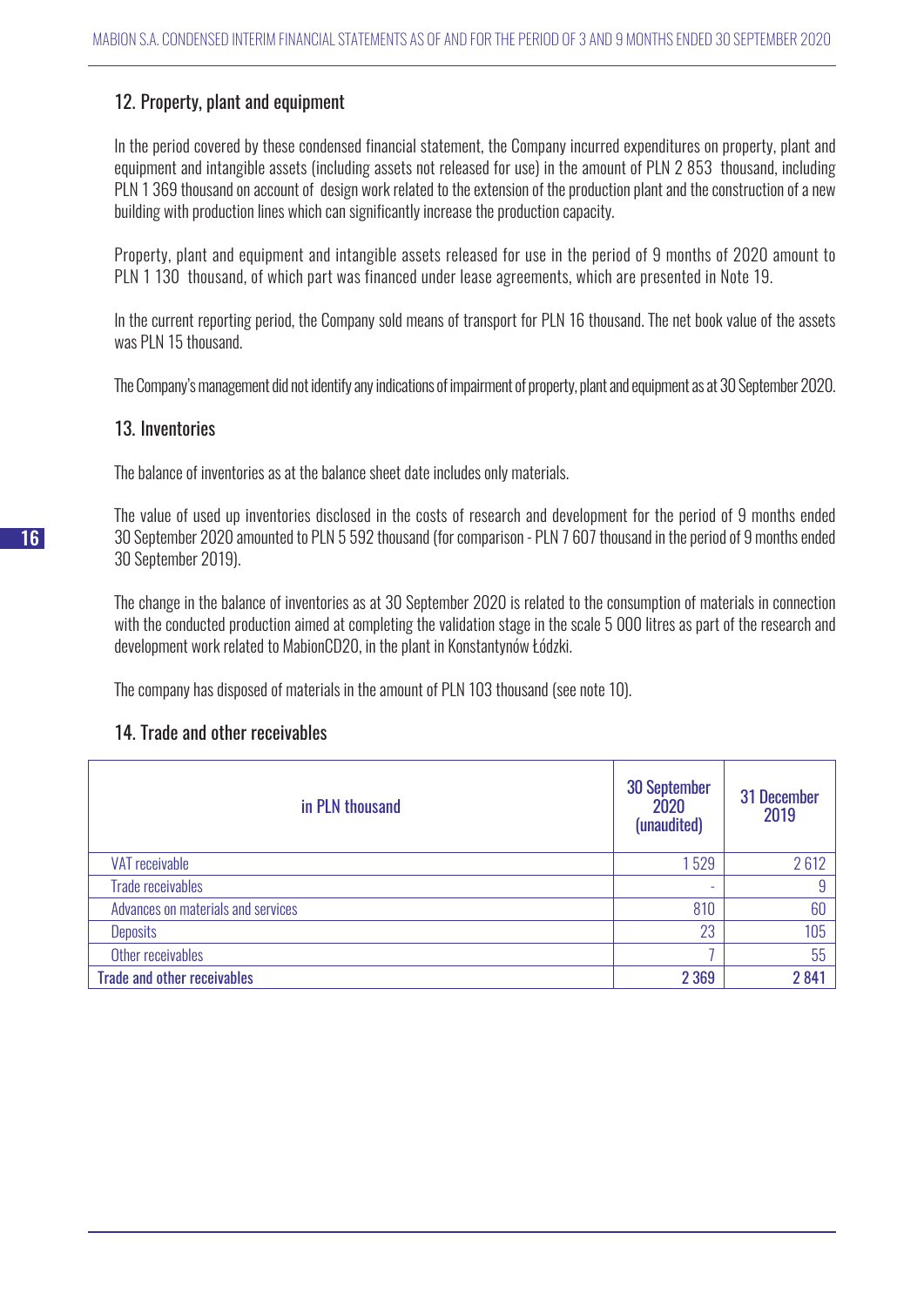## 12. Property, plant and equipment

In the period covered by these condensed financial statement, the Company incurred expenditures on property, plant and equipment and intangible assets (including assets not released for use) in the amount of PLN 2 853 thousand, including PLN 1 369 thousand on account of design work related to the extension of the production plant and the construction of a new building with production lines which can significantly increase the production capacity.

Property, plant and equipment and intangible assets released for use in the period of 9 months of 2020 amount to PLN 1 130 thousand, of which part was financed under lease agreements, which are presented in Note 19.

In the current reporting period, the Company sold means of transport for PLN 16 thousand. The net book value of the assets was PLN 15 thousand.

The Company's management did not identify any indications of impairment of property, plant and equipment as at 30 September 2020.

## 13. Inventories

The balance of inventories as at the balance sheet date includes only materials.

The value of used up inventories disclosed in the costs of research and development for the period of 9 months ended 30 September 2020 amounted to PLN 5 592 thousand (for comparison - PLN 7 607 thousand in the period of 9 months ended 30 September 2019).

The change in the balance of inventories as at 30 September 2020 is related to the consumption of materials in connection with the conducted production aimed at completing the validation stage in the scale 5 000 litres as part of the research and development work related to MabionCD20, in the plant in Konstantynów Łódzki.

The company has disposed of materials in the amount of PLN 103 thousand (see note 10).

## 14. Trade and other receivables

| in PLN thousand | 30 September 2020 (unaudited) | 31 December 2019 |
|---|---|---|
| VAT receivable | 1 529 | 2 612 |
| Trade receivables | - | 9 |
| Advances on materials and services | 810 | 60 |
| Deposits | 23 | 105 |
| Other receivables | 7 | 55 |
| **Trade and other receivables** | **2 369** | **2 841** |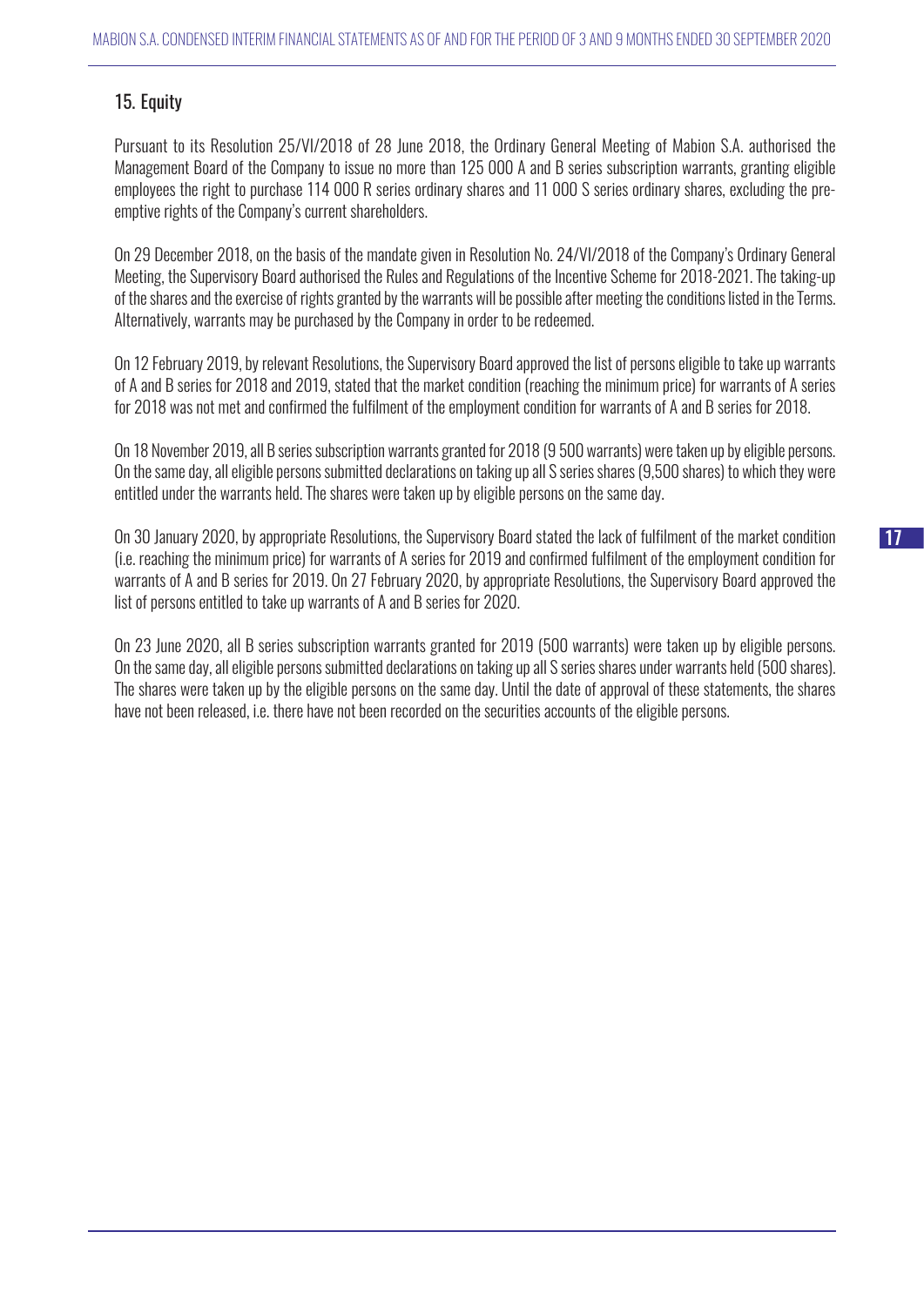## 15. Equity

Pursuant to its Resolution 25/VI/2018 of 28 June 2018, the Ordinary General Meeting of Mabion S.A. authorised the Management Board of the Company to issue no more than 125 000 A and B series subscription warrants, granting eligible employees the right to purchase 114 000 R series ordinary shares and 11 000 S series ordinary shares, excluding the pre-emptive rights of the Company's current shareholders.

On 29 December 2018, on the basis of the mandate given in Resolution No. 24/VI/2018 of the Company's Ordinary General Meeting, the Supervisory Board authorised the Rules and Regulations of the Incentive Scheme for 2018-2021. The taking-up of the shares and the exercise of rights granted by the warrants will be possible after meeting the conditions listed in the Terms. Alternatively, warrants may be purchased by the Company in order to be redeemed.

On 12 February 2019, by relevant Resolutions, the Supervisory Board approved the list of persons eligible to take up warrants of A and B series for 2018 and 2019, stated that the market condition (reaching the minimum price) for warrants of A series for 2018 was not met and confirmed the fulfilment of the employment condition for warrants of A and B series for 2018.

On 18 November 2019, all B series subscription warrants granted for 2018 (9 500 warrants) were taken up by eligible persons. On the same day, all eligible persons submitted declarations on taking up all S series shares (9,500 shares) to which they were entitled under the warrants held. The shares were taken up by eligible persons on the same day.

On 30 January 2020, by appropriate Resolutions, the Supervisory Board stated the lack of fulfilment of the market condition (i.e. reaching the minimum price) for warrants of A series for 2019 and confirmed fulfilment of the employment condition for warrants of A and B series for 2019. On 27 February 2020, by appropriate Resolutions, the Supervisory Board approved the list of persons entitled to take up warrants of A and B series for 2020.

On 23 June 2020, all B series subscription warrants granted for 2019 (500 warrants) were taken up by eligible persons. On the same day, all eligible persons submitted declarations on taking up all S series shares under warrants held (500 shares). The shares were taken up by the eligible persons on the same day. Until the date of approval of these statements, the shares have not been released, i.e. there have not been recorded on the securities accounts of the eligible persons.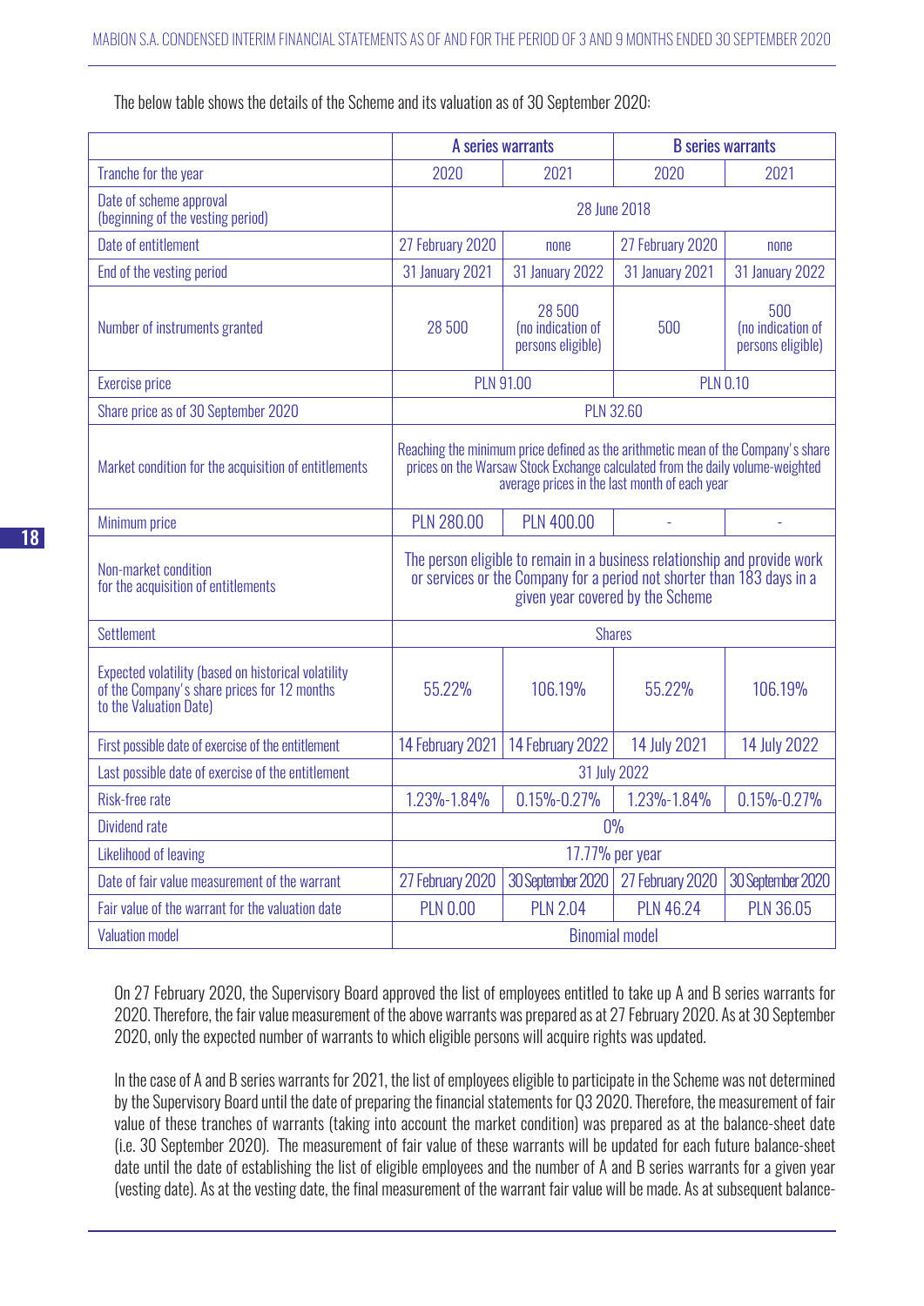The below table shows the details of the Scheme and its valuation as of 30 September 2020:

| | A series warrants | | B series warrants | |
|---|---|---|---|---|
| Tranche for the year | 2020 | 2021 | 2020 | 2021 |
| Date of scheme approval (beginning of the vesting period) | 28 June 2018 | | | |
| Date of entitlement | 27 February 2020 | none | 27 February 2020 | none |
| End of the vesting period | 31 January 2021 | 31 January 2022 | 31 January 2021 | 31 January 2022 |
| Number of instruments granted | 28 500 | 28 500 (no indication of persons eligible) | 500 | 500 (no indication of persons eligible) |
| Exercise price | PLN 91.00 | | PLN 0.10 | |
| Share price as of 30 September 2020 | PLN 32.60 | | | |
| Market condition for the acquisition of entitlements | Reaching the minimum price defined as the arithmetic mean of the Company's share prices on the Warsaw Stock Exchange calculated from the daily volume-weighted average prices in the last month of each year | | | |
| Minimum price | PLN 280.00 | PLN 400.00 | - | - |
| Non-market condition for the acquisition of entitlements | The person eligible to remain in a business relationship and provide work or services or the Company for a period not shorter than 183 days in a given year covered by the Scheme | | | |
| Settlement | Shares | | | |
| Expected volatility (based on historical volatility of the Company's share prices for 12 months to the Valuation Date) | 55.22% | 106.19% | 55.22% | 106.19% |
| First possible date of exercise of the entitlement | 14 February 2021 | 14 February 2022 | 14 July 2021 | 14 July 2022 |
| Last possible date of exercise of the entitlement | 31 July 2022 | | | |
| Risk-free rate | 1.23%-1.84% | 0.15%-0.27% | 1.23%-1.84% | 0.15%-0.27% |
| Dividend rate | 0% | | | |
| Likelihood of leaving | 17.77% per year | | | |
| Date of fair value measurement of the warrant | 27 February 2020 | 30 September 2020 | 27 February 2020 | 30 September 2020 |
| Fair value of the warrant for the valuation date | PLN 0.00 | PLN 2.04 | PLN 46.24 | PLN 36.05 |
| Valuation model | Binomial model | | | |

On 27 February 2020, the Supervisory Board approved the list of employees entitled to take up A and B series warrants for 2020. Therefore, the fair value measurement of the above warrants was prepared as at 27 February 2020. As at 30 September 2020, only the expected number of warrants to which eligible persons will acquire rights was updated.

In the case of A and B series warrants for 2021, the list of employees eligible to participate in the Scheme was not determined by the Supervisory Board until the date of preparing the financial statements for Q3 2020. Therefore, the measurement of fair value of these tranches of warrants (taking into account the market condition) was prepared as at the balance-sheet date (i.e. 30 September 2020). The measurement of fair value of these warrants will be updated for each future balance-sheet date until the date of establishing the list of eligible employees and the number of A and B series warrants for a given year (vesting date). As at the vesting date, the final measurement of the warrant fair value will be made. As at subsequent balance-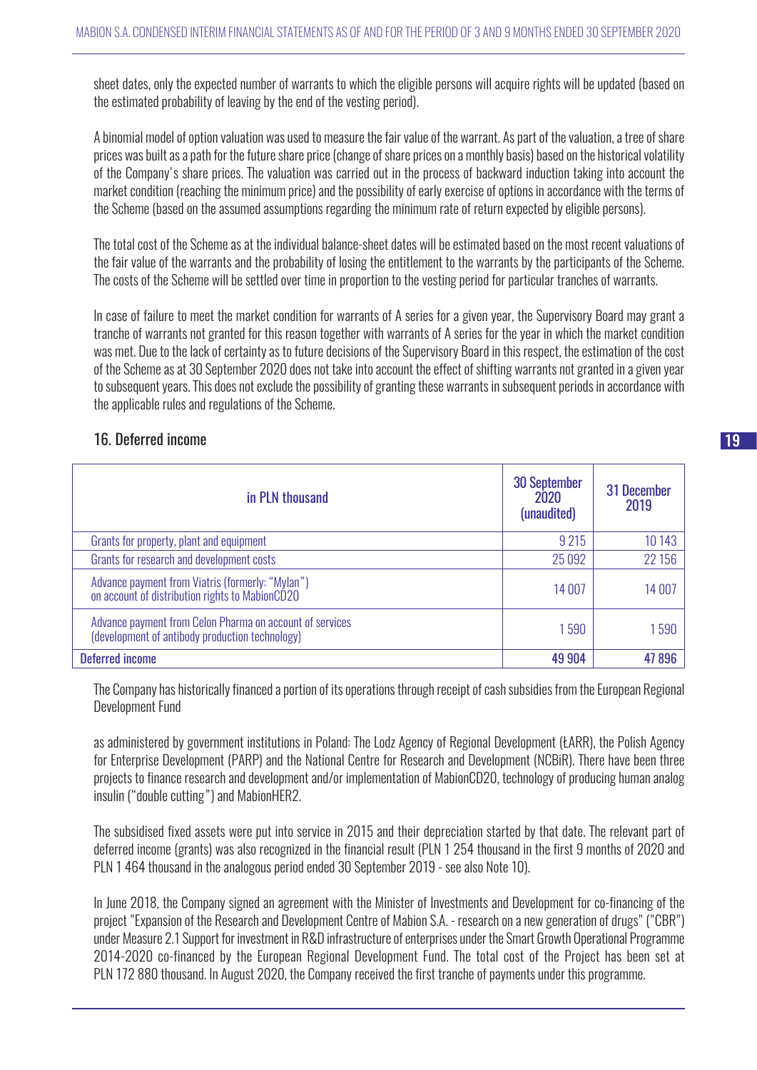sheet dates, only the expected number of warrants to which the eligible persons will acquire rights will be updated (based on the estimated probability of leaving by the end of the vesting period).

A binomial model of option valuation was used to measure the fair value of the warrant. As part of the valuation, a tree of share prices was built as a path for the future share price (change of share prices on a monthly basis) based on the historical volatility of the Company's share prices. The valuation was carried out in the process of backward induction taking into account the market condition (reaching the minimum price) and the possibility of early exercise of options in accordance with the terms of the Scheme (based on the assumed assumptions regarding the minimum rate of return expected by eligible persons).

The total cost of the Scheme as at the individual balance-sheet dates will be estimated based on the most recent valuations of the fair value of the warrants and the probability of losing the entitlement to the warrants by the participants of the Scheme. The costs of the Scheme will be settled over time in proportion to the vesting period for particular tranches of warrants.

In case of failure to meet the market condition for warrants of A series for a given year, the Supervisory Board may grant a tranche of warrants not granted for this reason together with warrants of A series for the year in which the market condition was met. Due to the lack of certainty as to future decisions of the Supervisory Board in this respect, the estimation of the cost of the Scheme as at 30 September 2020 does not take into account the effect of shifting warrants not granted in a given year to subsequent years. This does not exclude the possibility of granting these warrants in subsequent periods in accordance with the applicable rules and regulations of the Scheme.

## 16. Deferred income

| in PLN thousand | 30 September 2020 (unaudited) | 31 December 2019 |
|---|---|---|
| Grants for property, plant and equipment | 9 215 | 10 143 |
| Grants for research and development costs | 25 092 | 22 156 |
| Advance payment from Viatris (formerly: "Mylan") on account of distribution rights to MabionCD20 | 14 007 | 14 007 |
| Advance payment from Celon Pharma on account of services (development of antibody production technology) | 1 590 | 1 590 |
| **Deferred income** | **49 904** | **47 896** |

The Company has historically financed a portion of its operations through receipt of cash subsidies from the European Regional Development Fund

as administered by government institutions in Poland: The Lodz Agency of Regional Development (ŁARR), the Polish Agency for Enterprise Development (PARP) and the National Centre for Research and Development (NCBiR). There have been three projects to finance research and development and/or implementation of MabionCD20, technology of producing human analog insulin ("double cutting") and MabionHER2.

The subsidised fixed assets were put into service in 2015 and their depreciation started by that date. The relevant part of deferred income (grants) was also recognized in the financial result (PLN 1 254 thousand in the first 9 months of 2020 and PLN 1 464 thousand in the analogous period ended 30 September 2019 - see also Note 10).

In June 2018, the Company signed an agreement with the Minister of Investments and Development for co-financing of the project "Expansion of the Research and Development Centre of Mabion S.A. - research on a new generation of drugs" ("CBR") under Measure 2.1 Support for investment in R&D infrastructure of enterprises under the Smart Growth Operational Programme 2014-2020 co-financed by the European Regional Development Fund. The total cost of the Project has been set at PLN 172 880 thousand. In August 2020, the Company received the first tranche of payments under this programme.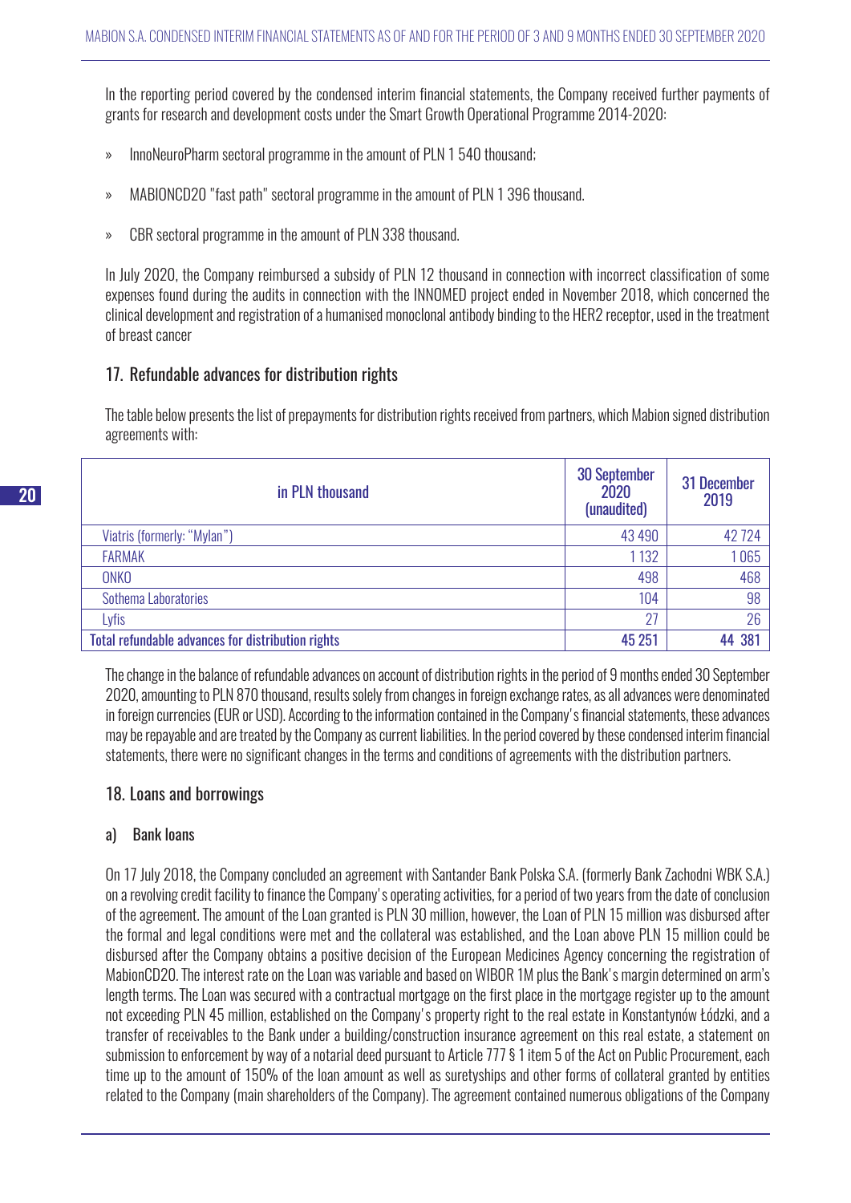In the reporting period covered by the condensed interim financial statements, the Company received further payments of grants for research and development costs under the Smart Growth Operational Programme 2014-2020:

- InnoNeuroPharm sectoral programme in the amount of PLN 1 540 thousand;
- MABIONCD20 "fast path" sectoral programme in the amount of PLN 1 396 thousand.
- CBR sectoral programme in the amount of PLN 338 thousand.

In July 2020, the Company reimbursed a subsidy of PLN 12 thousand in connection with incorrect classification of some expenses found during the audits in connection with the INNOMED project ended in November 2018, which concerned the clinical development and registration of a humanised monoclonal antibody binding to the HER2 receptor, used in the treatment of breast cancer

## 17. Refundable advances for distribution rights

The table below presents the list of prepayments for distribution rights received from partners, which Mabion signed distribution agreements with:

| in PLN thousand | 30 September 2020 (unaudited) | 31 December 2019 |
|---|---|---|
| Viatris (formerly: "Mylan") | 43 490 | 42 724 |
| FARMAK | 1 132 | 1 065 |
| ONKO | 498 | 468 |
| Sothema Laboratories | 104 | 98 |
| Lyfis | 27 | 26 |
| **Total refundable advances for distribution rights** | **45 251** | **44 381** |

The change in the balance of refundable advances on account of distribution rights in the period of 9 months ended 30 September 2020, amounting to PLN 870 thousand, results solely from changes in foreign exchange rates, as all advances were denominated in foreign currencies (EUR or USD). According to the information contained in the Company's financial statements, these advances may be repayable and are treated by the Company as current liabilities. In the period covered by these condensed interim financial statements, there were no significant changes in the terms and conditions of agreements with the distribution partners.

## 18. Loans and borrowings

### a) Bank loans

On 17 July 2018, the Company concluded an agreement with Santander Bank Polska S.A. (formerly Bank Zachodni WBK S.A.) on a revolving credit facility to finance the Company's operating activities, for a period of two years from the date of conclusion of the agreement. The amount of the Loan granted is PLN 30 million, however, the Loan of PLN 15 million was disbursed after the formal and legal conditions were met and the collateral was established, and the Loan above PLN 15 million could be disbursed after the Company obtains a positive decision of the European Medicines Agency concerning the registration of MabionCD20. The interest rate on the Loan was variable and based on WIBOR 1M plus the Bank's margin determined on arm's length terms. The Loan was secured with a contractual mortgage on the first place in the mortgage register up to the amount not exceeding PLN 45 million, established on the Company's property right to the real estate in Konstantynów Łódzki, and a transfer of receivables to the Bank under a building/construction insurance agreement on this real estate, a statement on submission to enforcement by way of a notarial deed pursuant to Article 777 § 1 item 5 of the Act on Public Procurement, each time up to the amount of 150% of the loan amount as well as suretyships and other forms of collateral granted by entities related to the Company (main shareholders of the Company). The agreement contained numerous obligations of the Company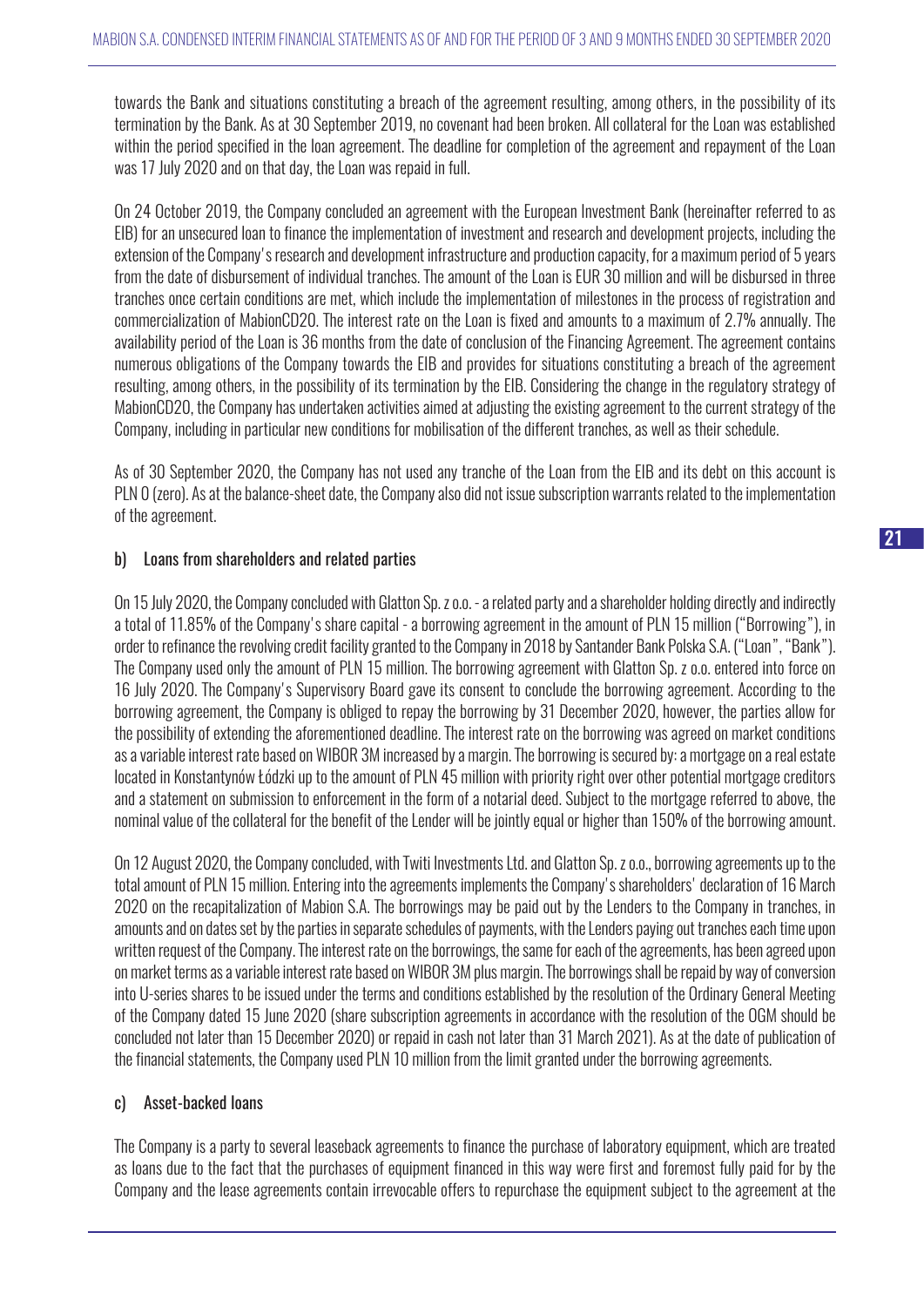towards the Bank and situations constituting a breach of the agreement resulting, among others, in the possibility of its termination by the Bank. As at 30 September 2019, no covenant had been broken. All collateral for the Loan was established within the period specified in the loan agreement. The deadline for completion of the agreement and repayment of the Loan was 17 July 2020 and on that day, the Loan was repaid in full.

On 24 October 2019, the Company concluded an agreement with the European Investment Bank (hereinafter referred to as EIB) for an unsecured loan to finance the implementation of investment and research and development projects, including the extension of the Company's research and development infrastructure and production capacity, for a maximum period of 5 years from the date of disbursement of individual tranches. The amount of the Loan is EUR 30 million and will be disbursed in three tranches once certain conditions are met, which include the implementation of milestones in the process of registration and commercialization of MabionCD20. The interest rate on the Loan is fixed and amounts to a maximum of 2.7% annually. The availability period of the Loan is 36 months from the date of conclusion of the Financing Agreement. The agreement contains numerous obligations of the Company towards the EIB and provides for situations constituting a breach of the agreement resulting, among others, in the possibility of its termination by the EIB. Considering the change in the regulatory strategy of MabionCD20, the Company has undertaken activities aimed at adjusting the existing agreement to the current strategy of the Company, including in particular new conditions for mobilisation of the different tranches, as well as their schedule.

As of 30 September 2020, the Company has not used any tranche of the Loan from the EIB and its debt on this account is PLN 0 (zero). As at the balance-sheet date, the Company also did not issue subscription warrants related to the implementation of the agreement.

### b) Loans from shareholders and related parties

On 15 July 2020, the Company concluded with Glatton Sp. z o.o. - a related party and a shareholder holding directly and indirectly a total of 11.85% of the Company's share capital - a borrowing agreement in the amount of PLN 15 million ("Borrowing"), in order to refinance the revolving credit facility granted to the Company in 2018 by Santander Bank Polska S.A. ("Loan", "Bank"). The Company used only the amount of PLN 15 million. The borrowing agreement with Glatton Sp. z o.o. entered into force on 16 July 2020. The Company's Supervisory Board gave its consent to conclude the borrowing agreement. According to the borrowing agreement, the Company is obliged to repay the borrowing by 31 December 2020, however, the parties allow for the possibility of extending the aforementioned deadline. The interest rate on the borrowing was agreed on market conditions as a variable interest rate based on WIBOR 3M increased by a margin. The borrowing is secured by: a mortgage on a real estate located in Konstantynów Łódzki up to the amount of PLN 45 million with priority right over other potential mortgage creditors and a statement on submission to enforcement in the form of a notarial deed. Subject to the mortgage referred to above, the nominal value of the collateral for the benefit of the Lender will be jointly equal or higher than 150% of the borrowing amount.

On 12 August 2020, the Company concluded, with Twiti Investments Ltd. and Glatton Sp. z o.o., borrowing agreements up to the total amount of PLN 15 million. Entering into the agreements implements the Company's shareholders' declaration of 16 March 2020 on the recapitalization of Mabion S.A. The borrowings may be paid out by the Lenders to the Company in tranches, in amounts and on dates set by the parties in separate schedules of payments, with the Lenders paying out tranches each time upon written request of the Company. The interest rate on the borrowings, the same for each of the agreements, has been agreed upon on market terms as a variable interest rate based on WIBOR 3M plus margin. The borrowings shall be repaid by way of conversion into U-series shares to be issued under the terms and conditions established by the resolution of the Ordinary General Meeting of the Company dated 15 June 2020 (share subscription agreements in accordance with the resolution of the OGM should be concluded not later than 15 December 2020) or repaid in cash not later than 31 March 2021). As at the date of publication of the financial statements, the Company used PLN 10 million from the limit granted under the borrowing agreements.

### c) Asset-backed loans

The Company is a party to several leaseback agreements to finance the purchase of laboratory equipment, which are treated as loans due to the fact that the purchases of equipment financed in this way were first and foremost fully paid for by the Company and the lease agreements contain irrevocable offers to repurchase the equipment subject to the agreement at the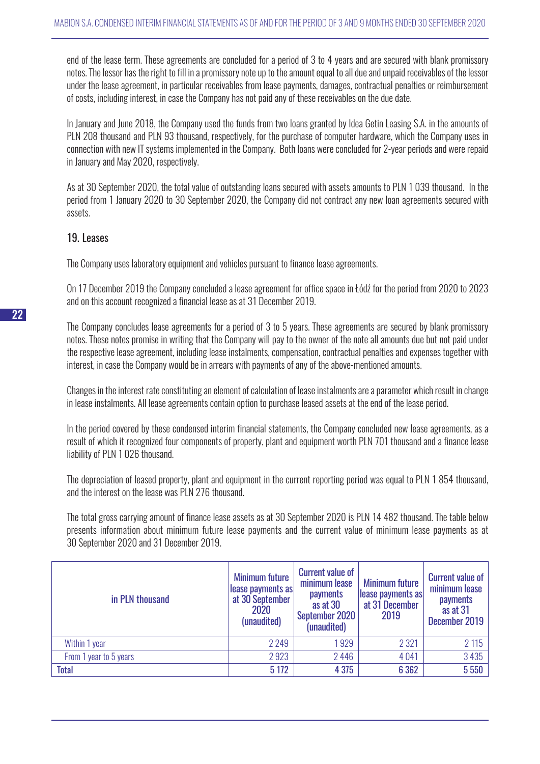end of the lease term. These agreements are concluded for a period of 3 to 4 years and are secured with blank promissory notes. The lessor has the right to fill in a promissory note up to the amount equal to all due and unpaid receivables of the lessor under the lease agreement, in particular receivables from lease payments, damages, contractual penalties or reimbursement of costs, including interest, in case the Company has not paid any of these receivables on the due date.

In January and June 2018, the Company used the funds from two loans granted by Idea Getin Leasing S.A. in the amounts of PLN 208 thousand and PLN 93 thousand, respectively, for the purchase of computer hardware, which the Company uses in connection with new IT systems implemented in the Company. Both loans were concluded for 2-year periods and were repaid in January and May 2020, respectively.

As at 30 September 2020, the total value of outstanding loans secured with assets amounts to PLN 1 039 thousand. In the period from 1 January 2020 to 30 September 2020, the Company did not contract any new loan agreements secured with assets.

## 19. Leases

The Company uses laboratory equipment and vehicles pursuant to finance lease agreements.

On 17 December 2019 the Company concluded a lease agreement for office space in Łódź for the period from 2020 to 2023 and on this account recognized a financial lease as at 31 December 2019.

The Company concludes lease agreements for a period of 3 to 5 years. These agreements are secured by blank promissory notes. These notes promise in writing that the Company will pay to the owner of the note all amounts due but not paid under the respective lease agreement, including lease instalments, compensation, contractual penalties and expenses together with interest, in case the Company would be in arrears with payments of any of the above-mentioned amounts.

Changes in the interest rate constituting an element of calculation of lease instalments are a parameter which result in change in lease instalments. All lease agreements contain option to purchase leased assets at the end of the lease period.

In the period covered by these condensed interim financial statements, the Company concluded new lease agreements, as a result of which it recognized four components of property, plant and equipment worth PLN 701 thousand and a finance lease liability of PLN 1 026 thousand.

The depreciation of leased property, plant and equipment in the current reporting period was equal to PLN 1 854 thousand, and the interest on the lease was PLN 276 thousand.

The total gross carrying amount of finance lease assets as at 30 September 2020 is PLN 14 482 thousand. The table below presents information about minimum future lease payments and the current value of minimum lease payments as at 30 September 2020 and 31 December 2019.

| in PLN thousand | Minimum future lease payments as at 30 September 2020 (unaudited) | Current value of minimum lease payments as at 30 September 2020 (unaudited) | Minimum future lease payments as at 31 December 2019 | Current value of minimum lease payments as at 31 December 2019 |
|---|---|---|---|---|
| Within 1 year | 2 249 | 1 929 | 2 321 | 2 115 |
| From 1 year to 5 years | 2 923 | 2 446 | 4 041 | 3 435 |
| **Total** | **5 172** | **4 375** | **6 362** | **5 550** |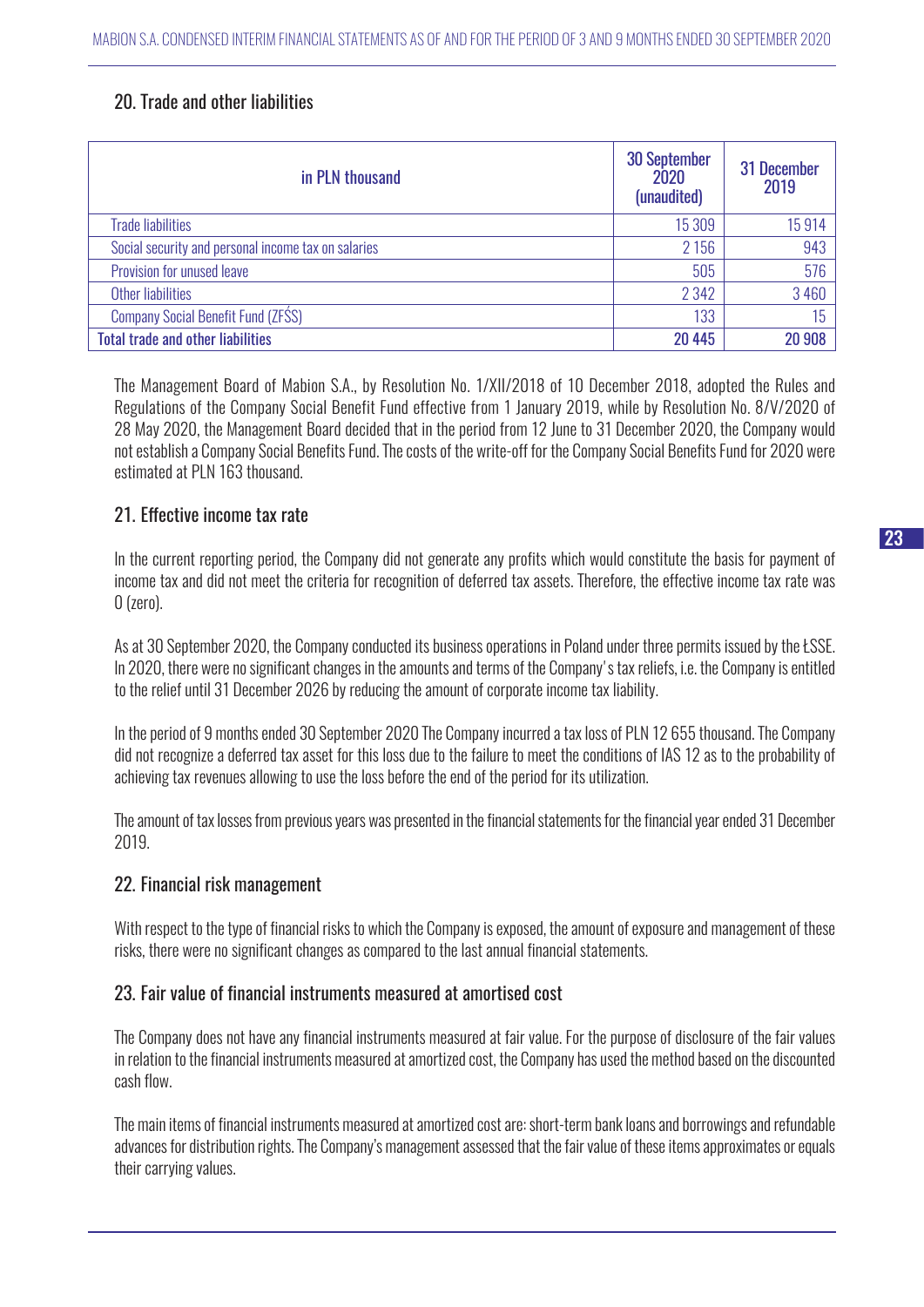## 20. Trade and other liabilities

| in PLN thousand | 30 September 2020 (unaudited) | 31 December 2019 |
|---|---|---|
| Trade liabilities | 15 309 | 15 914 |
| Social security and personal income tax on salaries | 2 156 | 943 |
| Provision for unused leave | 505 | 576 |
| Other liabilities | 2 342 | 3 460 |
| Company Social Benefit Fund (ZFŚS) | 133 | 15 |
| **Total trade and other liabilities** | **20 445** | **20 908** |

The Management Board of Mabion S.A., by Resolution No. 1/XII/2018 of 10 December 2018, adopted the Rules and Regulations of the Company Social Benefit Fund effective from 1 January 2019, while by Resolution No. 8/V/2020 of 28 May 2020, the Management Board decided that in the period from 12 June to 31 December 2020, the Company would not establish a Company Social Benefits Fund. The costs of the write-off for the Company Social Benefits Fund for 2020 were estimated at PLN 163 thousand.

## 21. Effective income tax rate

In the current reporting period, the Company did not generate any profits which would constitute the basis for payment of income tax and did not meet the criteria for recognition of deferred tax assets. Therefore, the effective income tax rate was 0 (zero).

As at 30 September 2020, the Company conducted its business operations in Poland under three permits issued by the ŁSSE. In 2020, there were no significant changes in the amounts and terms of the Company' s tax reliefs, i.e. the Company is entitled to the relief until 31 December 2026 by reducing the amount of corporate income tax liability.

In the period of 9 months ended 30 September 2020 The Company incurred a tax loss of PLN 12 655 thousand. The Company did not recognize a deferred tax asset for this loss due to the failure to meet the conditions of IAS 12 as to the probability of achieving tax revenues allowing to use the loss before the end of the period for its utilization.

The amount of tax losses from previous years was presented in the financial statements for the financial year ended 31 December 2019.

## 22. Financial risk management

With respect to the type of financial risks to which the Company is exposed, the amount of exposure and management of these risks, there were no significant changes as compared to the last annual financial statements.

## 23. Fair value of financial instruments measured at amortised cost

The Company does not have any financial instruments measured at fair value. For the purpose of disclosure of the fair values in relation to the financial instruments measured at amortized cost, the Company has used the method based on the discounted cash flow.

The main items of financial instruments measured at amortized cost are: short-term bank loans and borrowings and refundable advances for distribution rights. The Company's management assessed that the fair value of these items approximates or equals their carrying values.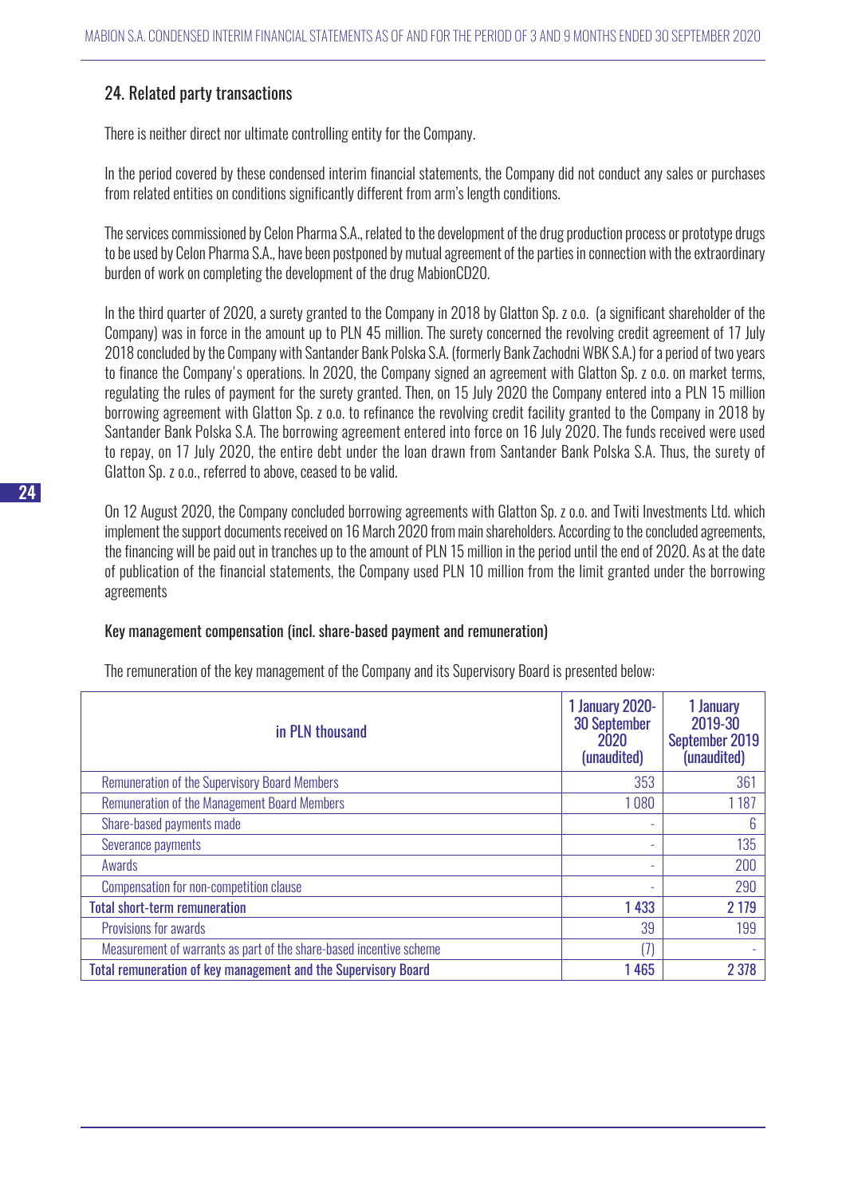## 24. Related party transactions

There is neither direct nor ultimate controlling entity for the Company.

In the period covered by these condensed interim financial statements, the Company did not conduct any sales or purchases from related entities on conditions significantly different from arm's length conditions.

The services commissioned by Celon Pharma S.A., related to the development of the drug production process or prototype drugs to be used by Celon Pharma S.A., have been postponed by mutual agreement of the parties in connection with the extraordinary burden of work on completing the development of the drug MabionCD20.

In the third quarter of 2020, a surety granted to the Company in 2018 by Glatton Sp. z o.o. (a significant shareholder of the Company) was in force in the amount up to PLN 45 million. The surety concerned the revolving credit agreement of 17 July 2018 concluded by the Company with Santander Bank Polska S.A. (formerly Bank Zachodni WBK S.A.) for a period of two years to finance the Company's operations. In 2020, the Company signed an agreement with Glatton Sp. z o.o. on market terms, regulating the rules of payment for the surety granted. Then, on 15 July 2020 the Company entered into a PLN 15 million borrowing agreement with Glatton Sp. z o.o. to refinance the revolving credit facility granted to the Company in 2018 by Santander Bank Polska S.A. The borrowing agreement entered into force on 16 July 2020. The funds received were used to repay, on 17 July 2020, the entire debt under the loan drawn from Santander Bank Polska S.A. Thus, the surety of Glatton Sp. z o.o., referred to above, ceased to be valid.

On 12 August 2020, the Company concluded borrowing agreements with Glatton Sp. z o.o. and Twiti Investments Ltd. which implement the support documents received on 16 March 2020 from main shareholders. According to the concluded agreements, the financing will be paid out in tranches up to the amount of PLN 15 million in the period until the end of 2020. As at the date of publication of the financial statements, the Company used PLN 10 million from the limit granted under the borrowing agreements

### Key management compensation (incl. share-based payment and remuneration)

The remuneration of the key management of the Company and its Supervisory Board is presented below:

| in PLN thousand | 1 January 2020-30 September 2020 (unaudited) | 1 January 2019-30 September 2019 (unaudited) |
|---|---|---|
| Remuneration of the Supervisory Board Members | 353 | 361 |
| Remuneration of the Management Board Members | 1 080 | 1 187 |
| Share-based payments made | - | 6 |
| Severance payments | - | 135 |
| Awards | - | 200 |
| Compensation for non-competition clause | - | 290 |
| **Total short-term remuneration** | **1 433** | **2 179** |
| Provisions for awards | 39 | 199 |
| Measurement of warrants as part of the share-based incentive scheme | (7) | - |
| **Total remuneration of key management and the Supervisory Board** | **1 465** | **2 378** |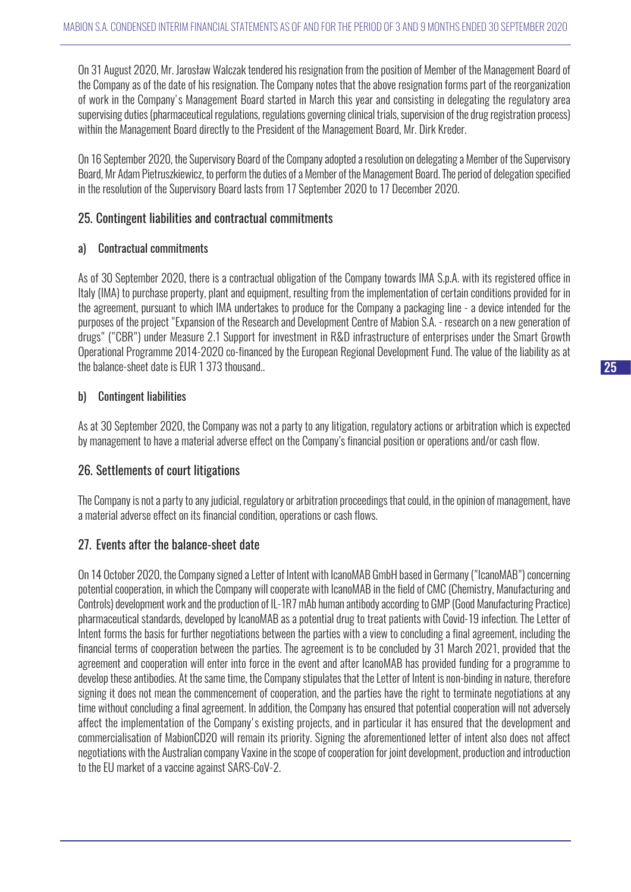On 31 August 2020, Mr. Jarosław Walczak tendered his resignation from the position of Member of the Management Board of the Company as of the date of his resignation. The Company notes that the above resignation forms part of the reorganization of work in the Company's Management Board started in March this year and consisting in delegating the regulatory area supervising duties (pharmaceutical regulations, regulations governing clinical trials, supervision of the drug registration process) within the Management Board directly to the President of the Management Board, Mr. Dirk Kreder.

On 16 September 2020, the Supervisory Board of the Company adopted a resolution on delegating a Member of the Supervisory Board, Mr Adam Pietruszkiewicz, to perform the duties of a Member of the Management Board. The period of delegation specified in the resolution of the Supervisory Board lasts from 17 September 2020 to 17 December 2020.

## 25. Contingent liabilities and contractual commitments

### a) Contractual commitments

As of 30 September 2020, there is a contractual obligation of the Company towards IMA S.p.A. with its registered office in Italy (IMA) to purchase property, plant and equipment, resulting from the implementation of certain conditions provided for in the agreement, pursuant to which IMA undertakes to produce for the Company a packaging line - a device intended for the purposes of the project "Expansion of the Research and Development Centre of Mabion S.A. - research on a new generation of drugs" ("CBR") under Measure 2.1 Support for investment in R&D infrastructure of enterprises under the Smart Growth Operational Programme 2014-2020 co-financed by the European Regional Development Fund. The value of the liability as at the balance-sheet date is EUR 1 373 thousand..

### b) Contingent liabilities

As at 30 September 2020, the Company was not a party to any litigation, regulatory actions or arbitration which is expected by management to have a material adverse effect on the Company's financial position or operations and/or cash flow.

## 26. Settlements of court litigations

The Company is not a party to any judicial, regulatory or arbitration proceedings that could, in the opinion of management, have a material adverse effect on its financial condition, operations or cash flows.

## 27. Events after the balance-sheet date

On 14 October 2020, the Company signed a Letter of Intent with IcanoMAB GmbH based in Germany ("IcanoMAB") concerning potential cooperation, in which the Company will cooperate with IcanoMAB in the field of CMC (Chemistry, Manufacturing and Controls) development work and the production of IL-1R7 mAb human antibody according to GMP (Good Manufacturing Practice) pharmaceutical standards, developed by IcanoMAB as a potential drug to treat patients with Covid-19 infection. The Letter of Intent forms the basis for further negotiations between the parties with a view to concluding a final agreement, including the financial terms of cooperation between the parties. The agreement is to be concluded by 31 March 2021, provided that the agreement and cooperation will enter into force in the event and after IcanoMAB has provided funding for a programme to develop these antibodies. At the same time, the Company stipulates that the Letter of Intent is non-binding in nature, therefore signing it does not mean the commencement of cooperation, and the parties have the right to terminate negotiations at any time without concluding a final agreement. In addition, the Company has ensured that potential cooperation will not adversely affect the implementation of the Company's existing projects, and in particular it has ensured that the development and commercialisation of MabionCD20 will remain its priority. Signing the aforementioned letter of intent also does not affect negotiations with the Australian company Vaxine in the scope of cooperation for joint development, production and introduction to the EU market of a vaccine against SARS-CoV-2.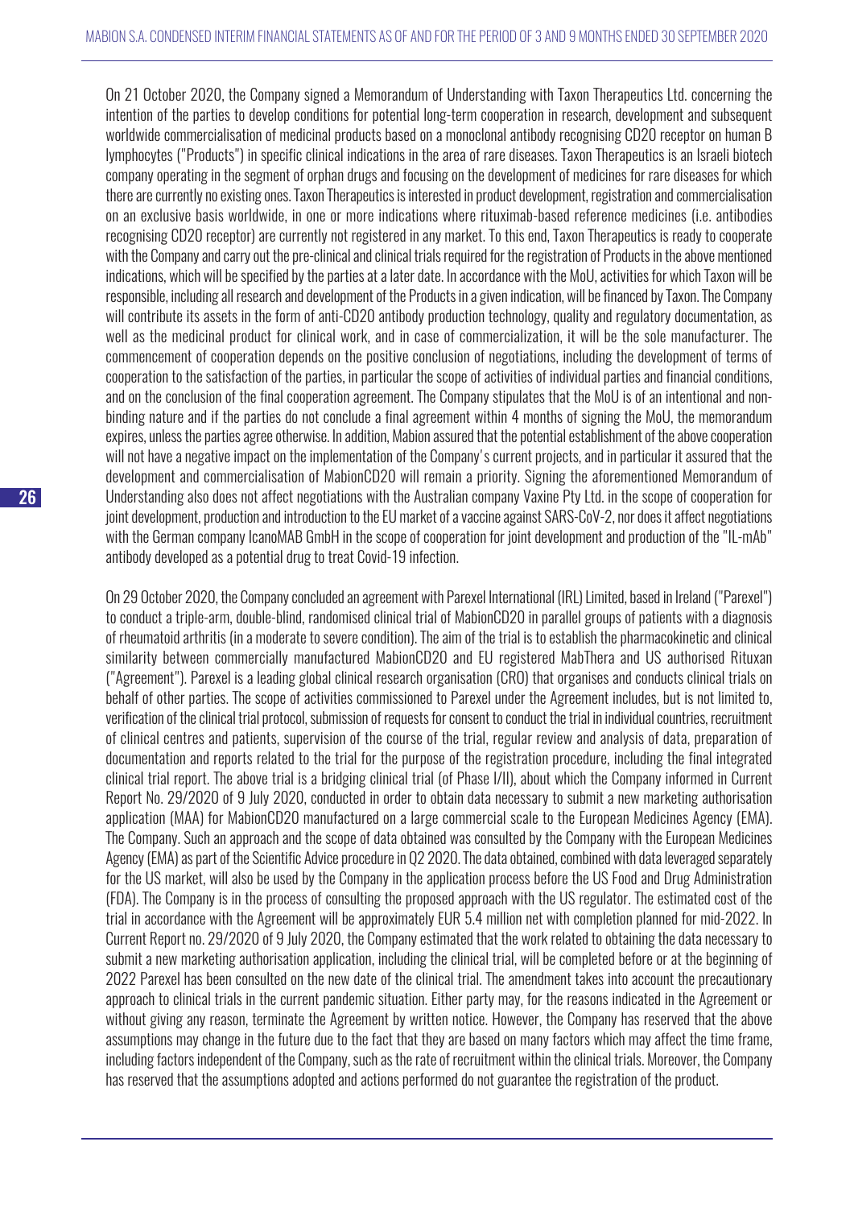On 21 October 2020, the Company signed a Memorandum of Understanding with Taxon Therapeutics Ltd. concerning the intention of the parties to develop conditions for potential long-term cooperation in research, development and subsequent worldwide commercialisation of medicinal products based on a monoclonal antibody recognising CD20 receptor on human B lymphocytes ("Products") in specific clinical indications in the area of rare diseases. Taxon Therapeutics is an Israeli biotech company operating in the segment of orphan drugs and focusing on the development of medicines for rare diseases for which there are currently no existing ones. Taxon Therapeutics is interested in product development, registration and commercialisation on an exclusive basis worldwide, in one or more indications where rituximab-based reference medicines (i.e. antibodies recognising CD20 receptor) are currently not registered in any market. To this end, Taxon Therapeutics is ready to cooperate with the Company and carry out the pre-clinical and clinical trials required for the registration of Products in the above mentioned indications, which will be specified by the parties at a later date. In accordance with the MoU, activities for which Taxon will be responsible, including all research and development of the Products in a given indication, will be financed by Taxon. The Company will contribute its assets in the form of anti-CD20 antibody production technology, quality and regulatory documentation, as well as the medicinal product for clinical work, and in case of commercialization, it will be the sole manufacturer. The commencement of cooperation depends on the positive conclusion of negotiations, including the development of terms of cooperation to the satisfaction of the parties, in particular the scope of activities of individual parties and financial conditions, and on the conclusion of the final cooperation agreement. The Company stipulates that the MoU is of an intentional and non-binding nature and if the parties do not conclude a final agreement within 4 months of signing the MoU, the memorandum expires, unless the parties agree otherwise. In addition, Mabion assured that the potential establishment of the above cooperation will not have a negative impact on the implementation of the Company's current projects, and in particular it assured that the development and commercialisation of MabionCD20 will remain a priority. Signing the aforementioned Memorandum of Understanding also does not affect negotiations with the Australian company Vaxine Pty Ltd. in the scope of cooperation for joint development, production and introduction to the EU market of a vaccine against SARS-CoV-2, nor does it affect negotiations with the German company IcanoMAB GmbH in the scope of cooperation for joint development and production of the "IL-mAb" antibody developed as a potential drug to treat Covid-19 infection.

On 29 October 2020, the Company concluded an agreement with Parexel International (IRL) Limited, based in Ireland ("Parexel") to conduct a triple-arm, double-blind, randomised clinical trial of MabionCD20 in parallel groups of patients with a diagnosis of rheumatoid arthritis (in a moderate to severe condition). The aim of the trial is to establish the pharmacokinetic and clinical similarity between commercially manufactured MabionCD20 and EU registered MabThera and US authorised Rituxan ("Agreement"). Parexel is a leading global clinical research organisation (CRO) that organises and conducts clinical trials on behalf of other parties. The scope of activities commissioned to Parexel under the Agreement includes, but is not limited to, verification of the clinical trial protocol, submission of requests for consent to conduct the trial in individual countries, recruitment of clinical centres and patients, supervision of the course of the trial, regular review and analysis of data, preparation of documentation and reports related to the trial for the purpose of the registration procedure, including the final integrated clinical trial report. The above trial is a bridging clinical trial (of Phase I/II), about which the Company informed in Current Report No. 29/2020 of 9 July 2020, conducted in order to obtain data necessary to submit a new marketing authorisation application (MAA) for MabionCD20 manufactured on a large commercial scale to the European Medicines Agency (EMA). The Company. Such an approach and the scope of data obtained was consulted by the Company with the European Medicines Agency (EMA) as part of the Scientific Advice procedure in Q2 2020. The data obtained, combined with data leveraged separately for the US market, will also be used by the Company in the application process before the US Food and Drug Administration (FDA). The Company is in the process of consulting the proposed approach with the US regulator. The estimated cost of the trial in accordance with the Agreement will be approximately EUR 5.4 million net with completion planned for mid-2022. In Current Report no. 29/2020 of 9 July 2020, the Company estimated that the work related to obtaining the data necessary to submit a new marketing authorisation application, including the clinical trial, will be completed before or at the beginning of 2022 Parexel has been consulted on the new date of the clinical trial. The amendment takes into account the precautionary approach to clinical trials in the current pandemic situation. Either party may, for the reasons indicated in the Agreement or without giving any reason, terminate the Agreement by written notice. However, the Company has reserved that the above assumptions may change in the future due to the fact that they are based on many factors which may affect the time frame, including factors independent of the Company, such as the rate of recruitment within the clinical trials. Moreover, the Company has reserved that the assumptions adopted and actions performed do not guarantee the registration of the product.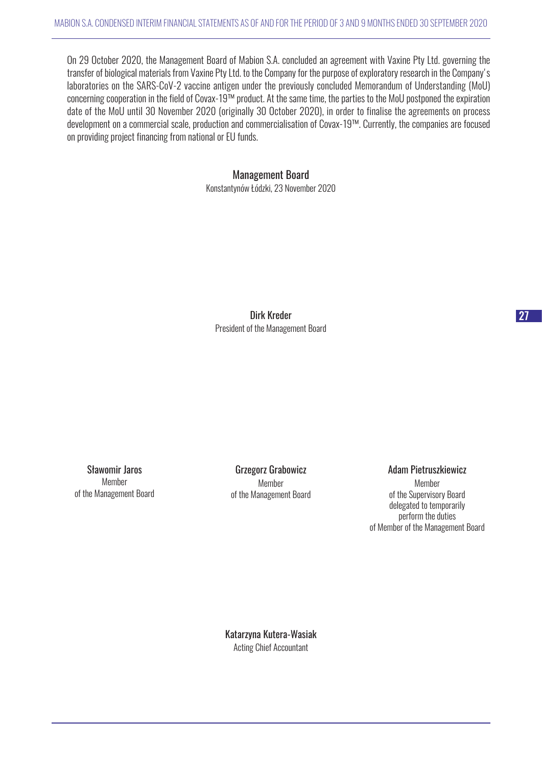On 29 October 2020, the Management Board of Mabion S.A. concluded an agreement with Vaxine Pty Ltd. governing the transfer of biological materials from Vaxine Pty Ltd. to the Company for the purpose of exploratory research in the Company's laboratories on the SARS-CoV-2 vaccine antigen under the previously concluded Memorandum of Understanding (MoU) concerning cooperation in the field of Covax-19™ product. At the same time, the parties to the MoU postponed the expiration date of the MoU until 30 November 2020 (originally 30 October 2020), in order to finalise the agreements on process development on a commercial scale, production and commercialisation of Covax-19™. Currently, the companies are focused on providing project financing from national or EU funds.

Management Board

Konstantynów Łódzki, 23 November 2020

Dirk Kreder

President of the Management Board

Sławomir Jaros

Member of the Management Board

Grzegorz Grabowicz

Member of the Management Board

Adam Pietruszkiewicz

Member of the Supervisory Board delegated to temporarily perform the duties of Member of the Management Board

Katarzyna Kutera-Wasiak

Acting Chief Accountant